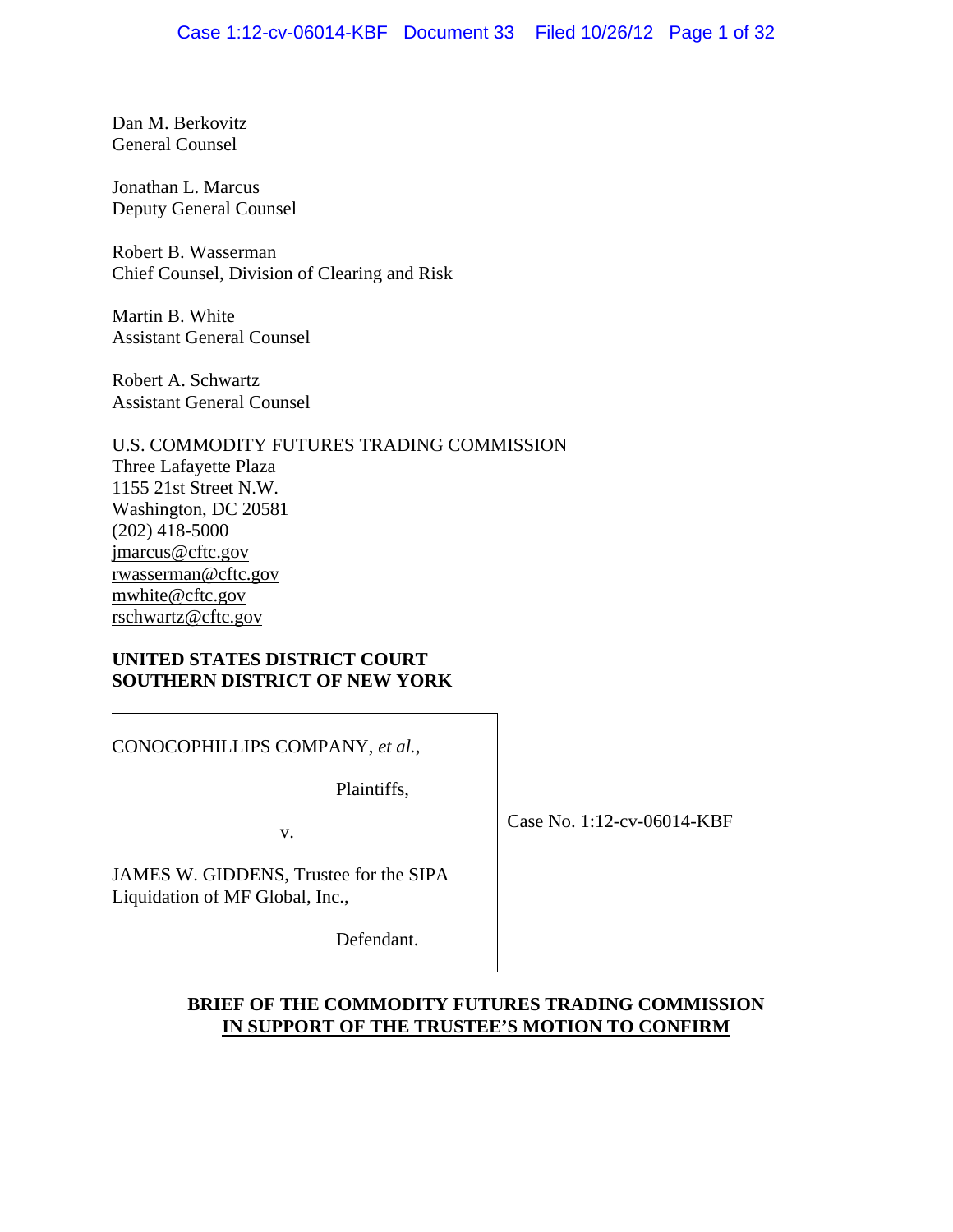Dan M. Berkovitz
General Counsel

Jonathan L. Marcus
Deputy General Counsel

Robert B. Wasserman
Chief Counsel, Division of Clearing and Risk

Martin B. White
Assistant General Counsel

Robert A. Schwartz
Assistant General Counsel

U.S. COMMODITY FUTURES TRADING COMMISSION
Three Lafayette Plaza
1155 21st Street N.W.
Washington, DC 20581
(202) 418-5000
jmarcus@cftc.gov
rwasserman@cftc.gov
mwhite@cftc.gov
rschwartz@cftc.gov

**UNITED STATES DISTRICT COURT**
**SOUTHERN DISTRICT OF NEW YORK**

| | |
|---|---|
| CONOCOPHILLIPS COMPANY, *et al.*,<br><br>Plaintiffs,<br><br>v.<br><br>JAMES W. GIDDENS, Trustee for the SIPA Liquidation of MF Global, Inc.,<br><br>Defendant. | Case No. 1:12-cv-06014-KBF |

**BRIEF OF THE COMMODITY FUTURES TRADING COMMISSION IN SUPPORT OF THE TRUSTEE'S MOTION TO CONFIRM**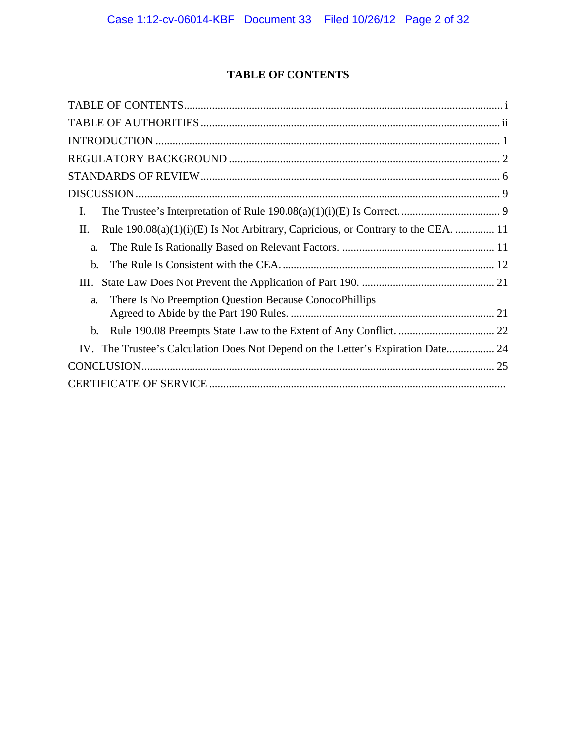# TABLE OF CONTENTS

TABLE OF CONTENTS ........................................................................................................... i

TABLE OF AUTHORITIES ................................................................................................... ii

INTRODUCTION ................................................................................................................. 1

REGULATORY BACKGROUND ....................................................................................... 2

STANDARDS OF REVIEW ................................................................................................. 6

DISCUSSION ....................................................................................................................... 9

- I. The Trustee's Interpretation of Rule 190.08(a)(1)(i)(E) Is Correct. .................................... 9
- II. Rule 190.08(a)(1)(i)(E) Is Not Arbitrary, Capricious, or Contrary to the CEA. .............. 11
  - a. The Rule Is Rationally Based on Relevant Factors. ...................................................... 11
  - b. The Rule Is Consistent with the CEA. ........................................................................... 12
- III. State Law Does Not Prevent the Application of Part 190. ............................................... 21
  - a. There Is No Preemption Question Because ConocoPhillips Agreed to Abide by the Part 190 Rules. ........................................................................ 21
  - b. Rule 190.08 Preempts State Law to the Extent of Any Conflict. .................................. 22
- IV. The Trustee's Calculation Does Not Depend on the Letter's Expiration Date.................. 24

CONCLUSION ..................................................................................................................... 25

CERTIFICATE OF SERVICE ..........................................................................................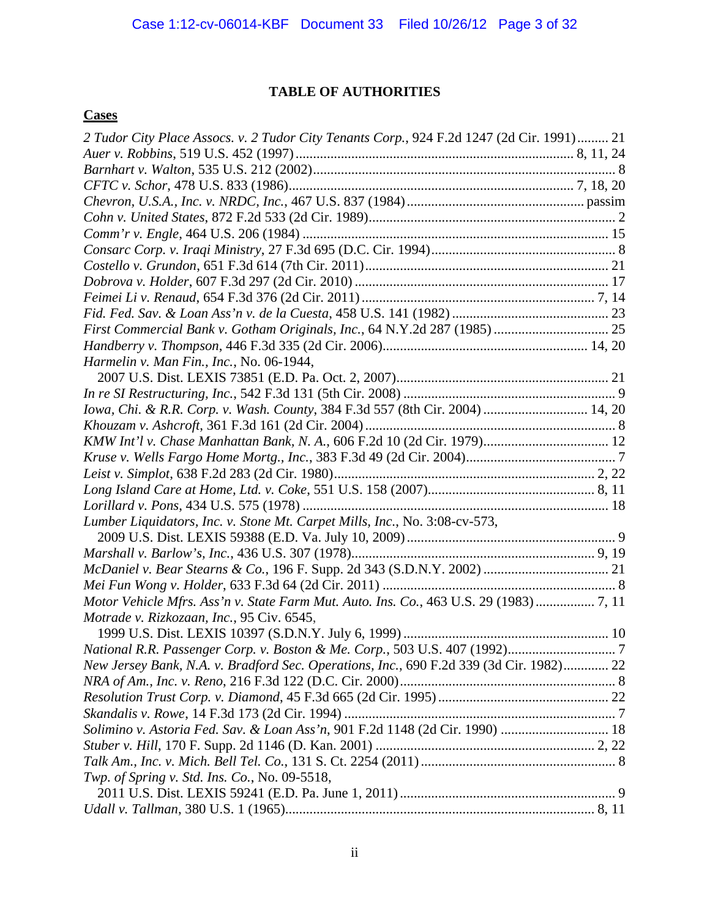# TABLE OF AUTHORITIES

## Cases

*2 Tudor City Place Assocs. v. 2 Tudor City Tenants Corp.*, 924 F.2d 1247 (2d Cir. 1991) ......... 21

*Auer v. Robbins*, 519 U.S. 452 (1997) ............ 8, 11, 24

*Barnhart v. Walton*, 535 U.S. 212 (2002) ............ 8

*CFTC v. Schor*, 478 U.S. 833 (1986) ............ 7, 18, 20

*Chevron, U.S.A., Inc. v. NRDC, Inc.*, 467 U.S. 837 (1984) ............ passim

*Cohn v. United States*, 872 F.2d 533 (2d Cir. 1989) ............ 2

*Comm'r v. Engle*, 464 U.S. 206 (1984) ............ 15

*Consarc Corp. v. Iraqi Ministry*, 27 F.3d 695 (D.C. Cir. 1994) ............ 8

*Costello v. Grundon*, 651 F.3d 614 (7th Cir. 2011) ............ 21

*Dobrova v. Holder*, 607 F.3d 297 (2d Cir. 2010) ............ 17

*Feimei Li v. Renaud*, 654 F.3d 376 (2d Cir. 2011) ............ 7, 14

*Fid. Fed. Sav. & Loan Ass'n v. de la Cuesta*, 458 U.S. 141 (1982) ............ 23

*First Commercial Bank v. Gotham Originals, Inc.*, 64 N.Y.2d 287 (1985) ............ 25

*Handberry v. Thompson*, 446 F.3d 335 (2d Cir. 2006) ............ 14, 20

*Harmelin v. Man Fin., Inc.*, No. 06-1944, 2007 U.S. Dist. LEXIS 73851 (E.D. Pa. Oct. 2, 2007) ............ 21

*In re SI Restructuring, Inc.*, 542 F.3d 131 (5th Cir. 2008) ............ 9

*Iowa, Chi. & R.R. Corp. v. Wash. County*, 384 F.3d 557 (8th Cir. 2004) ............ 14, 20

*Khouzam v. Ashcroft*, 361 F.3d 161 (2d Cir. 2004) ............ 8

*KMW Int'l v. Chase Manhattan Bank, N. A.*, 606 F.2d 10 (2d Cir. 1979) ............ 12

*Kruse v. Wells Fargo Home Mortg., Inc.*, 383 F.3d 49 (2d Cir. 2004) ............ 7

*Leist v. Simplot*, 638 F.2d 283 (2d Cir. 1980) ............ 2, 22

*Long Island Care at Home, Ltd. v. Coke*, 551 U.S. 158 (2007) ............ 8, 11

*Lorillard v. Pons*, 434 U.S. 575 (1978) ............ 18

*Lumber Liquidators, Inc. v. Stone Mt. Carpet Mills, Inc.*, No. 3:08-cv-573, 2009 U.S. Dist. LEXIS 59388 (E.D. Va. July 10, 2009) ............ 9

*Marshall v. Barlow's, Inc.*, 436 U.S. 307 (1978) ............ 9, 19

*McDaniel v. Bear Stearns & Co.*, 196 F. Supp. 2d 343 (S.D.N.Y. 2002) ............ 21

*Mei Fun Wong v. Holder*, 633 F.3d 64 (2d Cir. 2011) ............ 8

*Motor Vehicle Mfrs. Ass'n v. State Farm Mut. Auto. Ins. Co.*, 463 U.S. 29 (1983) ............ 7, 11

*Motrade v. Rizkozaan, Inc.*, 95 Civ. 6545, 1999 U.S. Dist. LEXIS 10397 (S.D.N.Y. July 6, 1999) ............ 10

*National R.R. Passenger Corp. v. Boston & Me. Corp.*, 503 U.S. 407 (1992) ............ 7

*New Jersey Bank, N.A. v. Bradford Sec. Operations, Inc.*, 690 F.2d 339 (3d Cir. 1982) ............ 22

*NRA of Am., Inc. v. Reno*, 216 F.3d 122 (D.C. Cir. 2000) ............ 8

*Resolution Trust Corp. v. Diamond*, 45 F.3d 665 (2d Cir. 1995) ............ 22

*Skandalis v. Rowe*, 14 F.3d 173 (2d Cir. 1994) ............ 7

*Solimino v. Astoria Fed. Sav. & Loan Ass'n*, 901 F.2d 1148 (2d Cir. 1990) ............ 18

*Stuber v. Hill*, 170 F. Supp. 2d 1146 (D. Kan. 2001) ............ 2, 22

*Talk Am., Inc. v. Mich. Bell Tel. Co.*, 131 S. Ct. 2254 (2011) ............ 8

*Twp. of Spring v. Std. Ins. Co.*, No. 09-5518, 2011 U.S. Dist. LEXIS 59241 (E.D. Pa. June 1, 2011) ............ 9

*Udall v. Tallman*, 380 U.S. 1 (1965) ............ 8, 11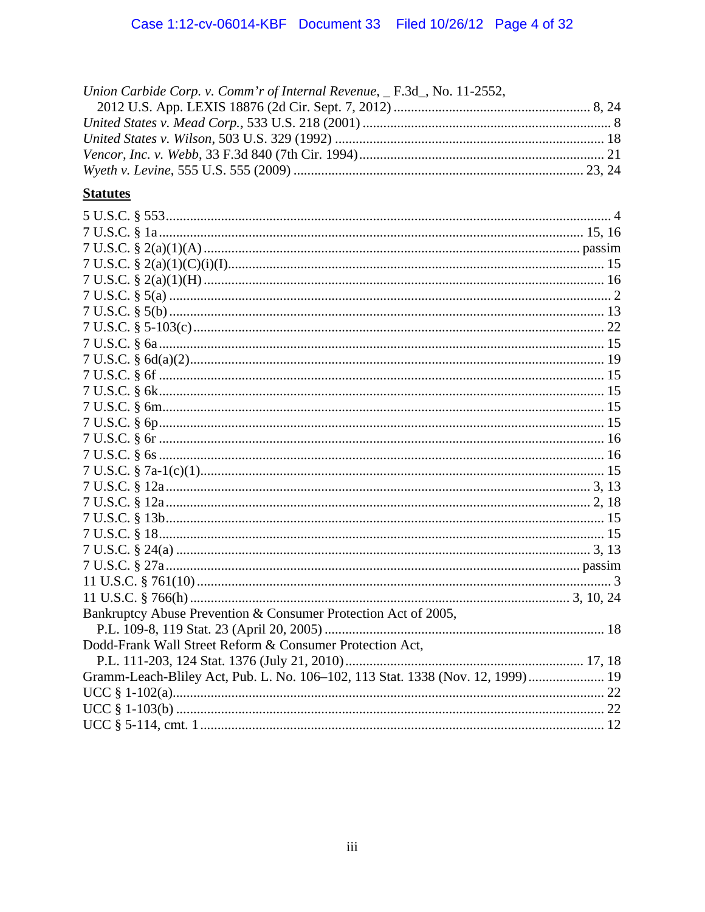*Union Carbide Corp. v. Comm'r of Internal Revenue*, _ F.3d_, No. 11-2552, 2012 U.S. App. LEXIS 18876 (2d Cir. Sept. 7, 2012) ........................................................ 8, 24

*United States v. Mead Corp.*, 533 U.S. 218 (2001) ........................................................ 8

*United States v. Wilson*, 503 U.S. 329 (1992) ........................................................ 18

*Vencor, Inc. v. Webb*, 33 F.3d 840 (7th Cir. 1994) ........................................................ 21

*Wyeth v. Levine*, 555 U.S. 555 (2009) ........................................................ 23, 24

**Statutes**

5 U.S.C. § 553 ........................................................ 4

7 U.S.C. § 1a ........................................................ 15, 16

7 U.S.C. § 2(a)(1)(A) ........................................................ passim

7 U.S.C. § 2(a)(1)(C)(i)(I) ........................................................ 15

7 U.S.C. § 2(a)(1)(H) ........................................................ 16

7 U.S.C. § 5(a) ........................................................ 2

7 U.S.C. § 5(b) ........................................................ 13

7 U.S.C. § 5-103(c) ........................................................ 22

7 U.S.C. § 6a ........................................................ 15

7 U.S.C. § 6d(a)(2) ........................................................ 19

7 U.S.C. § 6f ........................................................ 15

7 U.S.C. § 6k ........................................................ 15

7 U.S.C. § 6m ........................................................ 15

7 U.S.C. § 6p ........................................................ 15

7 U.S.C. § 6r ........................................................ 16

7 U.S.C. § 6s ........................................................ 16

7 U.S.C. § 7a-1(c)(1) ........................................................ 15

7 U.S.C. § 12a ........................................................ 3, 13

7 U.S.C. § 12a ........................................................ 2, 18

7 U.S.C. § 13b ........................................................ 15

7 U.S.C. § 18 ........................................................ 15

7 U.S.C. § 24(a) ........................................................ 3, 13

7 U.S.C. § 27a ........................................................ passim

11 U.S.C. § 761(10) ........................................................ 3

11 U.S.C. § 766(h) ........................................................ 3, 10, 24

Bankruptcy Abuse Prevention & Consumer Protection Act of 2005, P.L. 109-8, 119 Stat. 23 (April 20, 2005) ........................................................ 18

Dodd-Frank Wall Street Reform & Consumer Protection Act, P.L. 111-203, 124 Stat. 1376 (July 21, 2010) ........................................................ 17, 18

Gramm-Leach-Bliley Act, Pub. L. No. 106–102, 113 Stat. 1338 (Nov. 12, 1999) ........................................................ 19

UCC § 1-102(a) ........................................................ 22

UCC § 1-103(b) ........................................................ 22

UCC § 5-114, cmt. 1 ........................................................ 12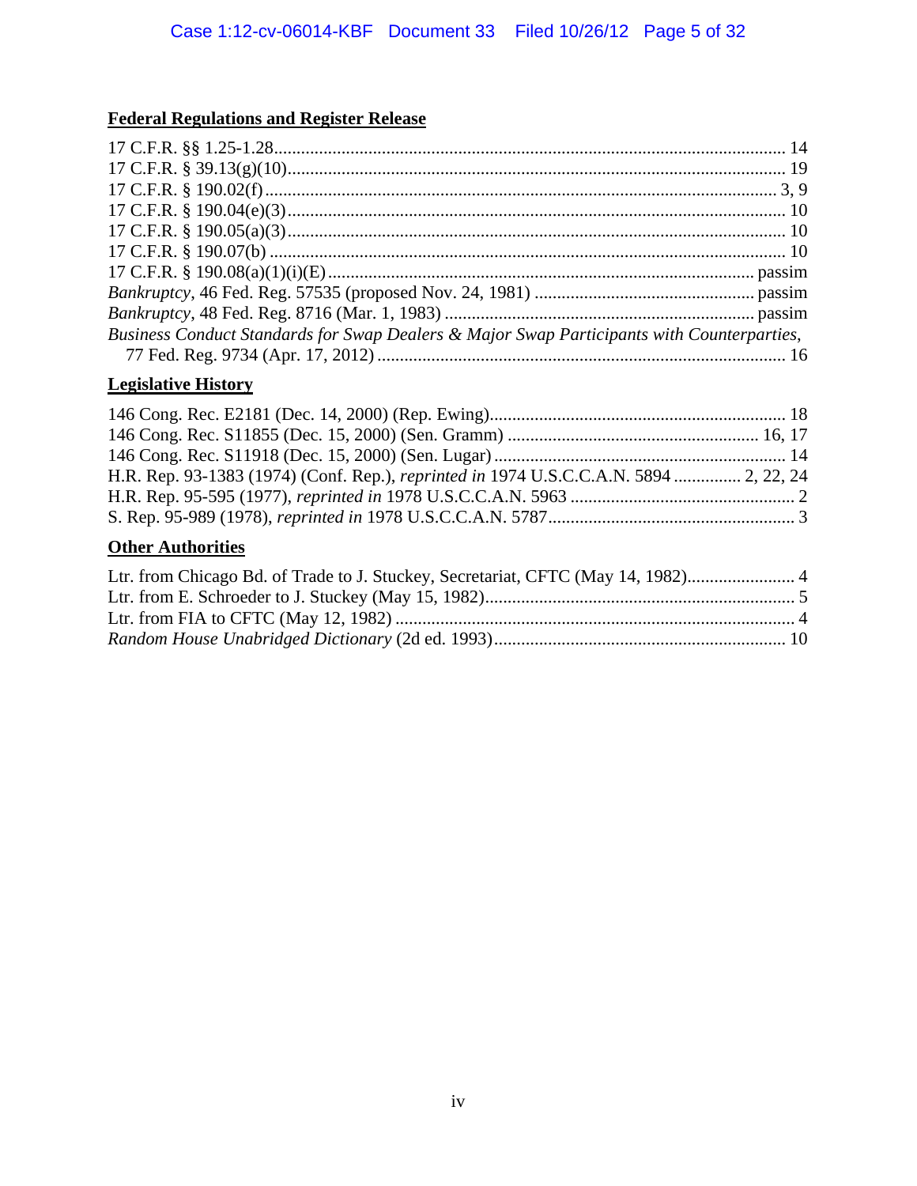**Federal Regulations and Register Release**

17 C.F.R. §§ 1.25-1.28 ........................................ 14
17 C.F.R. § 39.13(g)(10) ........................................ 19
17 C.F.R. § 190.02(f) ........................................ 3, 9
17 C.F.R. § 190.04(e)(3) ........................................ 10
17 C.F.R. § 190.05(a)(3) ........................................ 10
17 C.F.R. § 190.07(b) ........................................ 10
17 C.F.R. § 190.08(a)(1)(i)(E) ........................................ passim
*Bankruptcy*, 46 Fed. Reg. 57535 (proposed Nov. 24, 1981) ........................................ passim
*Bankruptcy*, 48 Fed. Reg. 8716 (Mar. 1, 1983) ........................................ passim
*Business Conduct Standards for Swap Dealers & Major Swap Participants with Counterparties*, 77 Fed. Reg. 9734 (Apr. 17, 2012) ........................................ 16

**Legislative History**

146 Cong. Rec. E2181 (Dec. 14, 2000) (Rep. Ewing) ........................................ 18
146 Cong. Rec. S11855 (Dec. 15, 2000) (Sen. Gramm) ........................................ 16, 17
146 Cong. Rec. S11918 (Dec. 15, 2000) (Sen. Lugar) ........................................ 14
H.R. Rep. 93-1383 (1974) (Conf. Rep.), *reprinted in* 1974 U.S.C.C.A.N. 5894 ........................................ 2, 22, 24
H.R. Rep. 95-595 (1977), *reprinted in* 1978 U.S.C.C.A.N. 5963 ........................................ 2
S. Rep. 95-989 (1978), *reprinted in* 1978 U.S.C.C.A.N. 5787 ........................................ 3

**Other Authorities**

Ltr. from Chicago Bd. of Trade to J. Stuckey, Secretariat, CFTC (May 14, 1982) ........................................ 4
Ltr. from E. Schroeder to J. Stuckey (May 15, 1982) ........................................ 5
Ltr. from FIA to CFTC (May 12, 1982) ........................................ 4
*Random House Unabridged Dictionary* (2d ed. 1993) ........................................ 10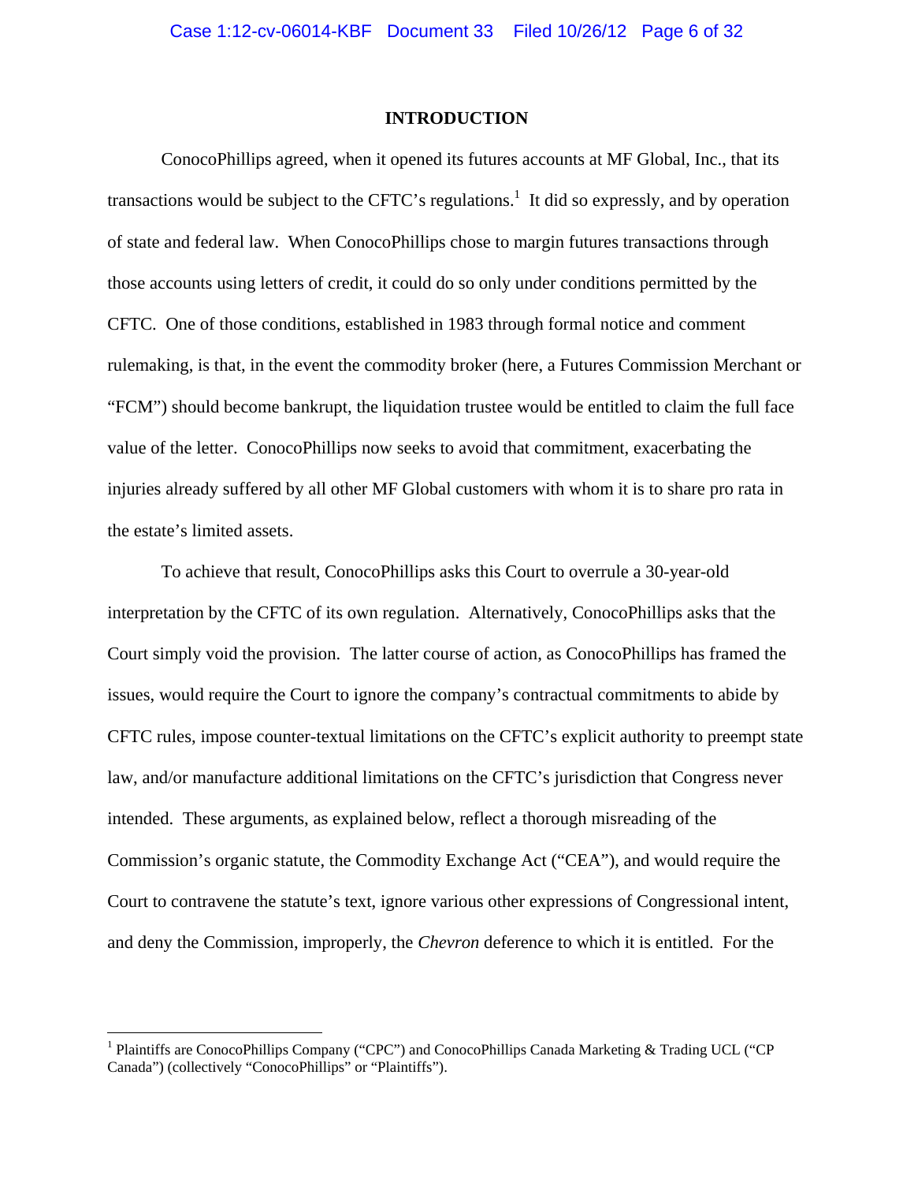## INTRODUCTION

ConocoPhillips agreed, when it opened its futures accounts at MF Global, Inc., that its transactions would be subject to the CFTC's regulations.[1] It did so expressly, and by operation of state and federal law. When ConocoPhillips chose to margin futures transactions through those accounts using letters of credit, it could do so only under conditions permitted by the CFTC. One of those conditions, established in 1983 through formal notice and comment rulemaking, is that, in the event the commodity broker (here, a Futures Commission Merchant or "FCM") should become bankrupt, the liquidation trustee would be entitled to claim the full face value of the letter. ConocoPhillips now seeks to avoid that commitment, exacerbating the injuries already suffered by all other MF Global customers with whom it is to share pro rata in the estate's limited assets.

To achieve that result, ConocoPhillips asks this Court to overrule a 30-year-old interpretation by the CFTC of its own regulation. Alternatively, ConocoPhillips asks that the Court simply void the provision. The latter course of action, as ConocoPhillips has framed the issues, would require the Court to ignore the company's contractual commitments to abide by CFTC rules, impose counter-textual limitations on the CFTC's explicit authority to preempt state law, and/or manufacture additional limitations on the CFTC's jurisdiction that Congress never intended. These arguments, as explained below, reflect a thorough misreading of the Commission's organic statute, the Commodity Exchange Act ("CEA"), and would require the Court to contravene the statute's text, ignore various other expressions of Congressional intent, and deny the Commission, improperly, the *Chevron* deference to which it is entitled. For the

---

[1] Plaintiffs are ConocoPhillips Company ("CPC") and ConocoPhillips Canada Marketing & Trading UCL ("CP Canada") (collectively "ConocoPhillips" or "Plaintiffs").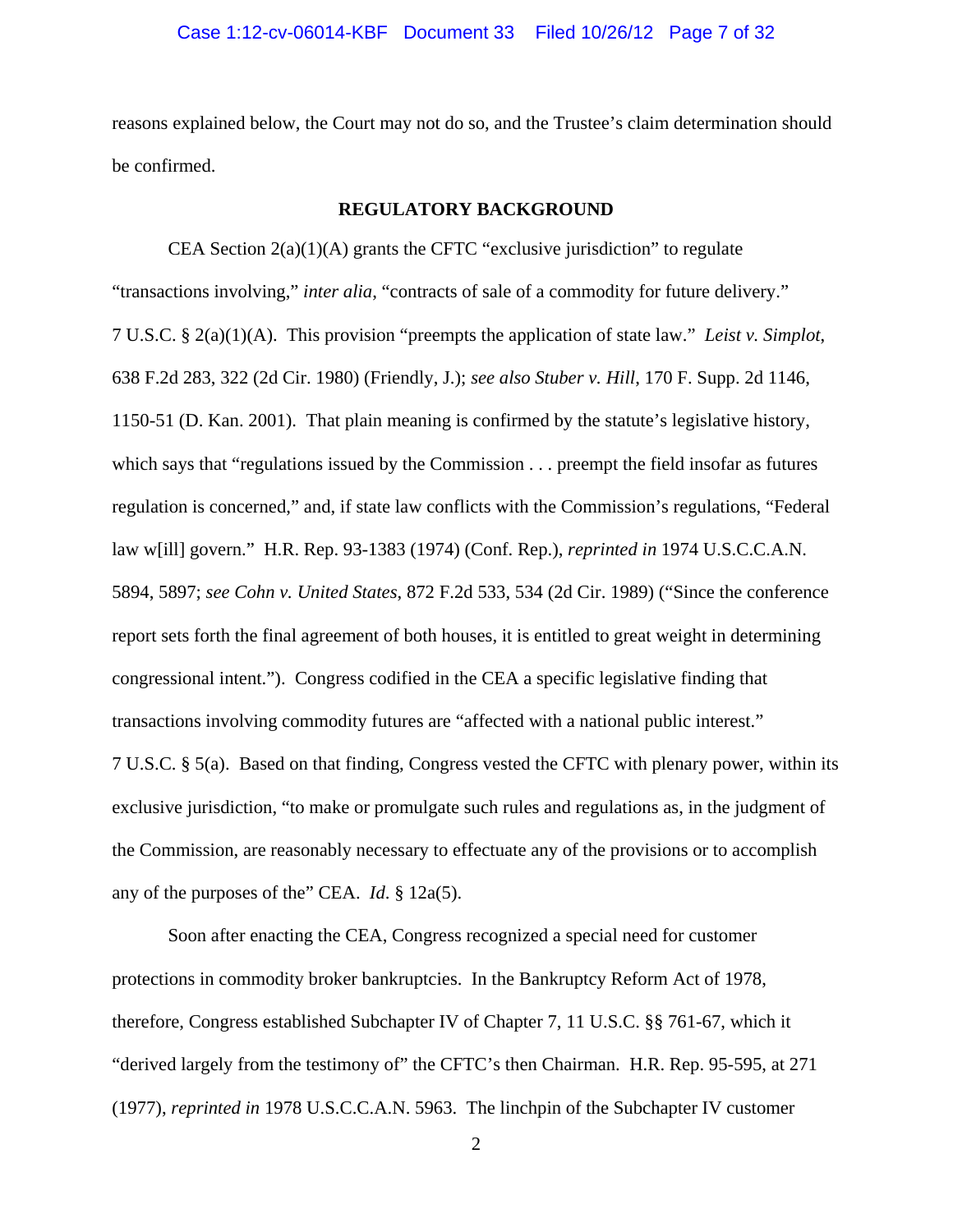reasons explained below, the Court may not do so, and the Trustee's claim determination should be confirmed.

## REGULATORY BACKGROUND

CEA Section 2(a)(1)(A) grants the CFTC "exclusive jurisdiction" to regulate "transactions involving," *inter alia*, "contracts of sale of a commodity for future delivery." 7 U.S.C. § 2(a)(1)(A). This provision "preempts the application of state law." *Leist v. Simplot*, 638 F.2d 283, 322 (2d Cir. 1980) (Friendly, J.); *see also Stuber v. Hill*, 170 F. Supp. 2d 1146, 1150-51 (D. Kan. 2001). That plain meaning is confirmed by the statute's legislative history, which says that "regulations issued by the Commission . . . preempt the field insofar as futures regulation is concerned," and, if state law conflicts with the Commission's regulations, "Federal law w[ill] govern." H.R. Rep. 93-1383 (1974) (Conf. Rep.), *reprinted in* 1974 U.S.C.C.A.N. 5894, 5897; *see Cohn v. United States*, 872 F.2d 533, 534 (2d Cir. 1989) ("Since the conference report sets forth the final agreement of both houses, it is entitled to great weight in determining congressional intent."). Congress codified in the CEA a specific legislative finding that transactions involving commodity futures are "affected with a national public interest." 7 U.S.C. § 5(a). Based on that finding, Congress vested the CFTC with plenary power, within its exclusive jurisdiction, "to make or promulgate such rules and regulations as, in the judgment of the Commission, are reasonably necessary to effectuate any of the provisions or to accomplish any of the purposes of the" CEA. *Id*. § 12a(5).

Soon after enacting the CEA, Congress recognized a special need for customer protections in commodity broker bankruptcies. In the Bankruptcy Reform Act of 1978, therefore, Congress established Subchapter IV of Chapter 7, 11 U.S.C. §§ 761-67, which it "derived largely from the testimony of" the CFTC's then Chairman. H.R. Rep. 95-595, at 271 (1977), *reprinted in* 1978 U.S.C.C.A.N. 5963. The linchpin of the Subchapter IV customer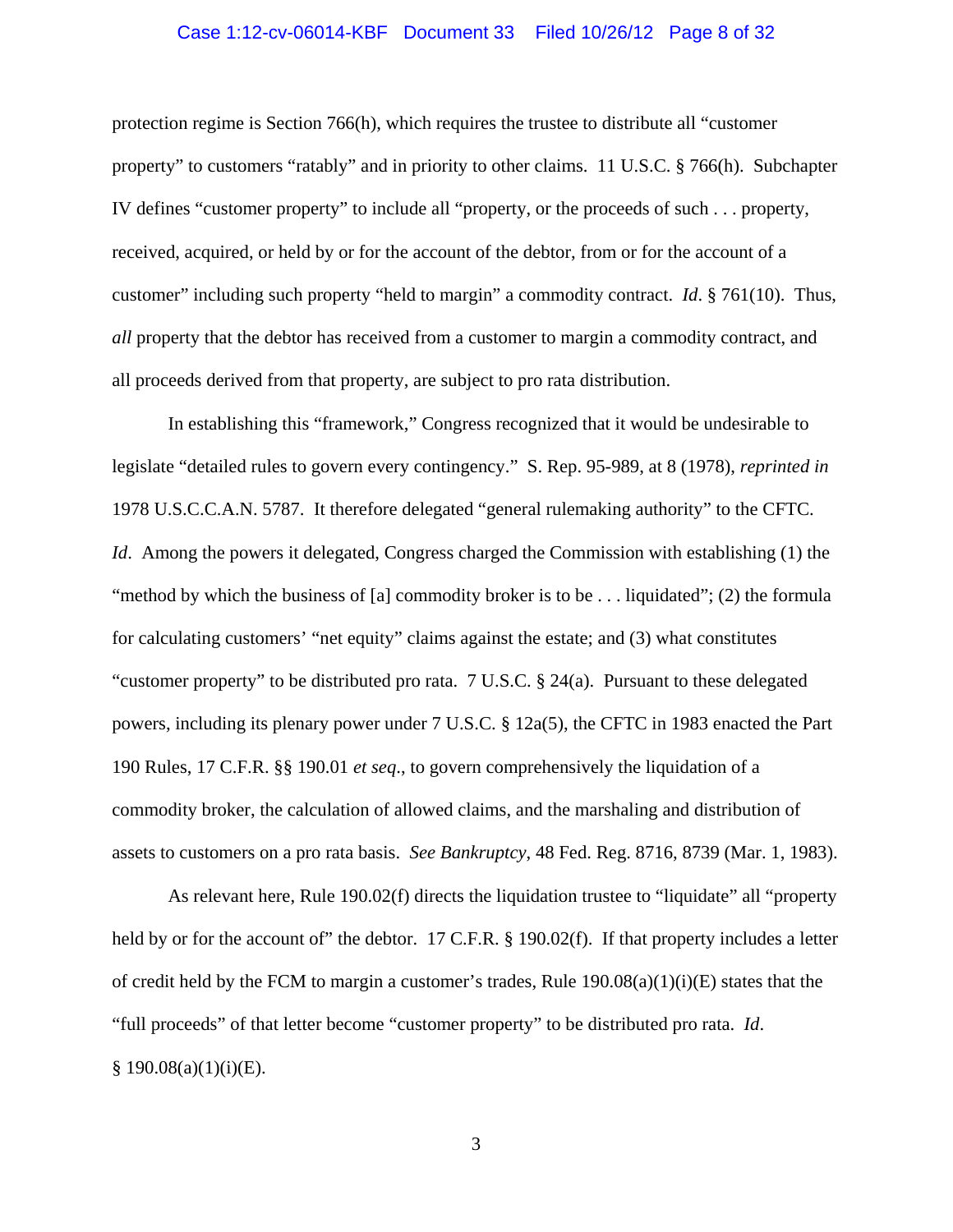protection regime is Section 766(h), which requires the trustee to distribute all "customer property" to customers "ratably" and in priority to other claims. 11 U.S.C. § 766(h). Subchapter IV defines "customer property" to include all "property, or the proceeds of such . . . property, received, acquired, or held by or for the account of the debtor, from or for the account of a customer" including such property "held to margin" a commodity contract. *Id*. § 761(10). Thus, *all* property that the debtor has received from a customer to margin a commodity contract, and all proceeds derived from that property, are subject to pro rata distribution.

In establishing this "framework," Congress recognized that it would be undesirable to legislate "detailed rules to govern every contingency." S. Rep. 95-989, at 8 (1978), *reprinted in* 1978 U.S.C.C.A.N. 5787. It therefore delegated "general rulemaking authority" to the CFTC. *Id*. Among the powers it delegated, Congress charged the Commission with establishing (1) the "method by which the business of [a] commodity broker is to be . . . liquidated"; (2) the formula for calculating customers' "net equity" claims against the estate; and (3) what constitutes "customer property" to be distributed pro rata. 7 U.S.C. § 24(a). Pursuant to these delegated powers, including its plenary power under 7 U.S.C. § 12a(5), the CFTC in 1983 enacted the Part 190 Rules, 17 C.F.R. §§ 190.01 *et seq*., to govern comprehensively the liquidation of a commodity broker, the calculation of allowed claims, and the marshaling and distribution of assets to customers on a pro rata basis. *See Bankruptcy*, 48 Fed. Reg. 8716, 8739 (Mar. 1, 1983).

As relevant here, Rule 190.02(f) directs the liquidation trustee to "liquidate" all "property held by or for the account of" the debtor. 17 C.F.R. § 190.02(f). If that property includes a letter of credit held by the FCM to margin a customer's trades, Rule 190.08(a)(1)(i)(E) states that the "full proceeds" of that letter become "customer property" to be distributed pro rata. *Id*. § 190.08(a)(1)(i)(E).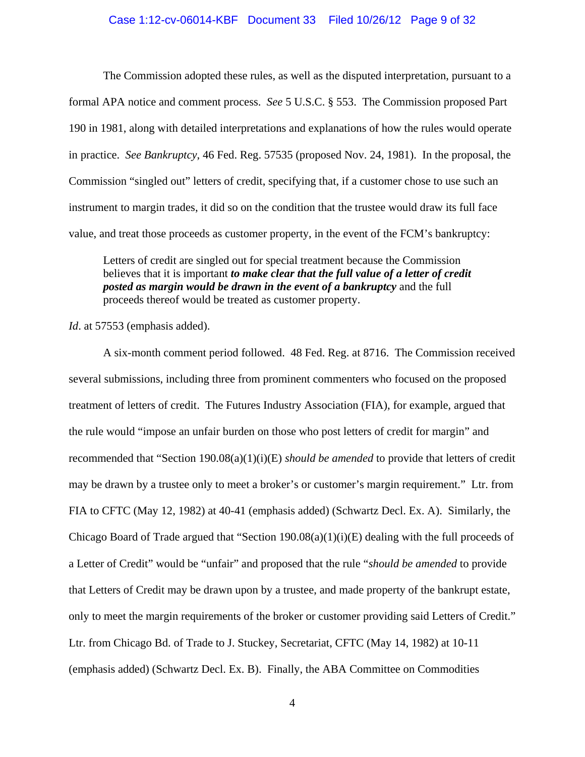The Commission adopted these rules, as well as the disputed interpretation, pursuant to a formal APA notice and comment process. *See* 5 U.S.C. § 553. The Commission proposed Part 190 in 1981, along with detailed interpretations and explanations of how the rules would operate in practice. *See Bankruptcy*, 46 Fed. Reg. 57535 (proposed Nov. 24, 1981). In the proposal, the Commission "singled out" letters of credit, specifying that, if a customer chose to use such an instrument to margin trades, it did so on the condition that the trustee would draw its full face value, and treat those proceeds as customer property, in the event of the FCM's bankruptcy:

> Letters of credit are singled out for special treatment because the Commission believes that it is important ***to make clear that the full value of a letter of credit posted as margin would be drawn in the event of a bankruptcy*** and the full proceeds thereof would be treated as customer property.

*Id*. at 57553 (emphasis added).

A six-month comment period followed. 48 Fed. Reg. at 8716. The Commission received several submissions, including three from prominent commenters who focused on the proposed treatment of letters of credit. The Futures Industry Association (FIA), for example, argued that the rule would "impose an unfair burden on those who post letters of credit for margin" and recommended that "Section 190.08(a)(1)(i)(E) *should be amended* to provide that letters of credit may be drawn by a trustee only to meet a broker's or customer's margin requirement." Ltr. from FIA to CFTC (May 12, 1982) at 40-41 (emphasis added) (Schwartz Decl. Ex. A). Similarly, the Chicago Board of Trade argued that "Section 190.08(a)(1)(i)(E) dealing with the full proceeds of a Letter of Credit" would be "unfair" and proposed that the rule "*should be amended* to provide that Letters of Credit may be drawn upon by a trustee, and made property of the bankrupt estate, only to meet the margin requirements of the broker or customer providing said Letters of Credit." Ltr. from Chicago Bd. of Trade to J. Stuckey, Secretariat, CFTC (May 14, 1982) at 10-11 (emphasis added) (Schwartz Decl. Ex. B). Finally, the ABA Committee on Commodities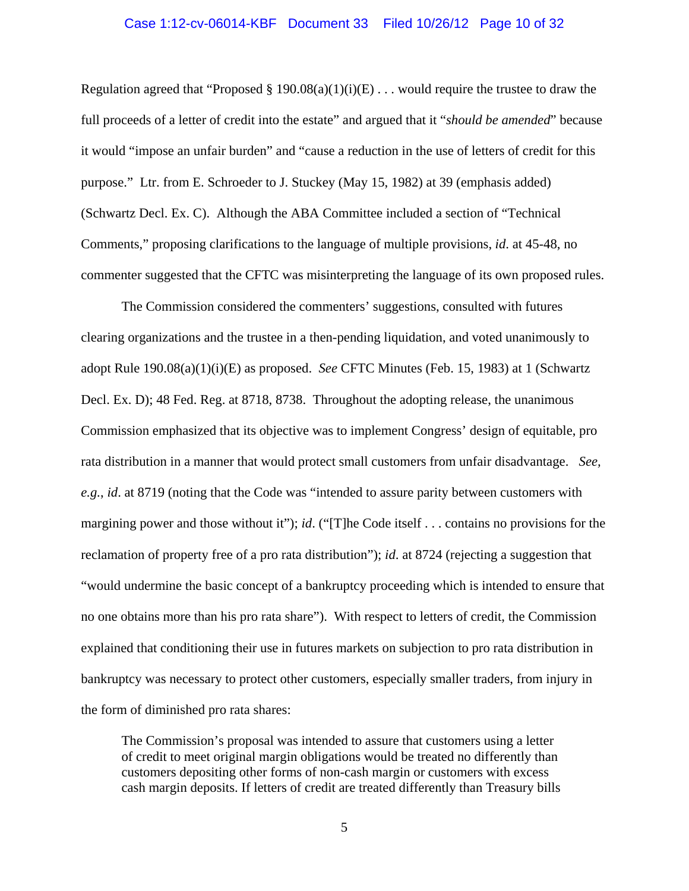Regulation agreed that "Proposed § 190.08(a)(1)(i)(E) . . . would require the trustee to draw the full proceeds of a letter of credit into the estate" and argued that it "*should be amended*" because it would "impose an unfair burden" and "cause a reduction in the use of letters of credit for this purpose." Ltr. from E. Schroeder to J. Stuckey (May 15, 1982) at 39 (emphasis added) (Schwartz Decl. Ex. C). Although the ABA Committee included a section of "Technical Comments," proposing clarifications to the language of multiple provisions, *id*. at 45-48, no commenter suggested that the CFTC was misinterpreting the language of its own proposed rules.

The Commission considered the commenters' suggestions, consulted with futures clearing organizations and the trustee in a then-pending liquidation, and voted unanimously to adopt Rule 190.08(a)(1)(i)(E) as proposed. *See* CFTC Minutes (Feb. 15, 1983) at 1 (Schwartz Decl. Ex. D); 48 Fed. Reg. at 8718, 8738. Throughout the adopting release, the unanimous Commission emphasized that its objective was to implement Congress' design of equitable, pro rata distribution in a manner that would protect small customers from unfair disadvantage. *See, e.g.*, *id*. at 8719 (noting that the Code was "intended to assure parity between customers with margining power and those without it"); *id*. ("[T]he Code itself . . . contains no provisions for the reclamation of property free of a pro rata distribution"); *id*. at 8724 (rejecting a suggestion that "would undermine the basic concept of a bankruptcy proceeding which is intended to ensure that no one obtains more than his pro rata share"). With respect to letters of credit, the Commission explained that conditioning their use in futures markets on subjection to pro rata distribution in bankruptcy was necessary to protect other customers, especially smaller traders, from injury in the form of diminished pro rata shares:

> The Commission's proposal was intended to assure that customers using a letter of credit to meet original margin obligations would be treated no differently than customers depositing other forms of non-cash margin or customers with excess cash margin deposits. If letters of credit are treated differently than Treasury bills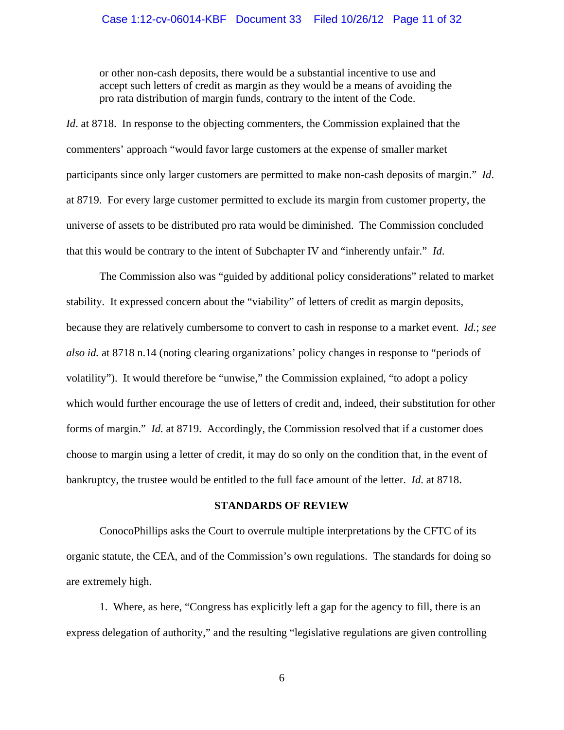> or other non-cash deposits, there would be a substantial incentive to use and accept such letters of credit as margin as they would be a means of avoiding the pro rata distribution of margin funds, contrary to the intent of the Code.

*Id*. at 8718. In response to the objecting commenters, the Commission explained that the commenters' approach "would favor large customers at the expense of smaller market participants since only larger customers are permitted to make non-cash deposits of margin." *Id*. at 8719. For every large customer permitted to exclude its margin from customer property, the universe of assets to be distributed pro rata would be diminished. The Commission concluded that this would be contrary to the intent of Subchapter IV and "inherently unfair." *Id*.

The Commission also was "guided by additional policy considerations" related to market stability. It expressed concern about the "viability" of letters of credit as margin deposits, because they are relatively cumbersome to convert to cash in response to a market event. *Id.*; *see also id.* at 8718 n.14 (noting clearing organizations' policy changes in response to "periods of volatility"). It would therefore be "unwise," the Commission explained, "to adopt a policy which would further encourage the use of letters of credit and, indeed, their substitution for other forms of margin." *Id.* at 8719. Accordingly, the Commission resolved that if a customer does choose to margin using a letter of credit, it may do so only on the condition that, in the event of bankruptcy, the trustee would be entitled to the full face amount of the letter. *Id.* at 8718.

## STANDARDS OF REVIEW

ConocoPhillips asks the Court to overrule multiple interpretations by the CFTC of its organic statute, the CEA, and of the Commission's own regulations. The standards for doing so are extremely high.

1. Where, as here, "Congress has explicitly left a gap for the agency to fill, there is an express delegation of authority," and the resulting "legislative regulations are given controlling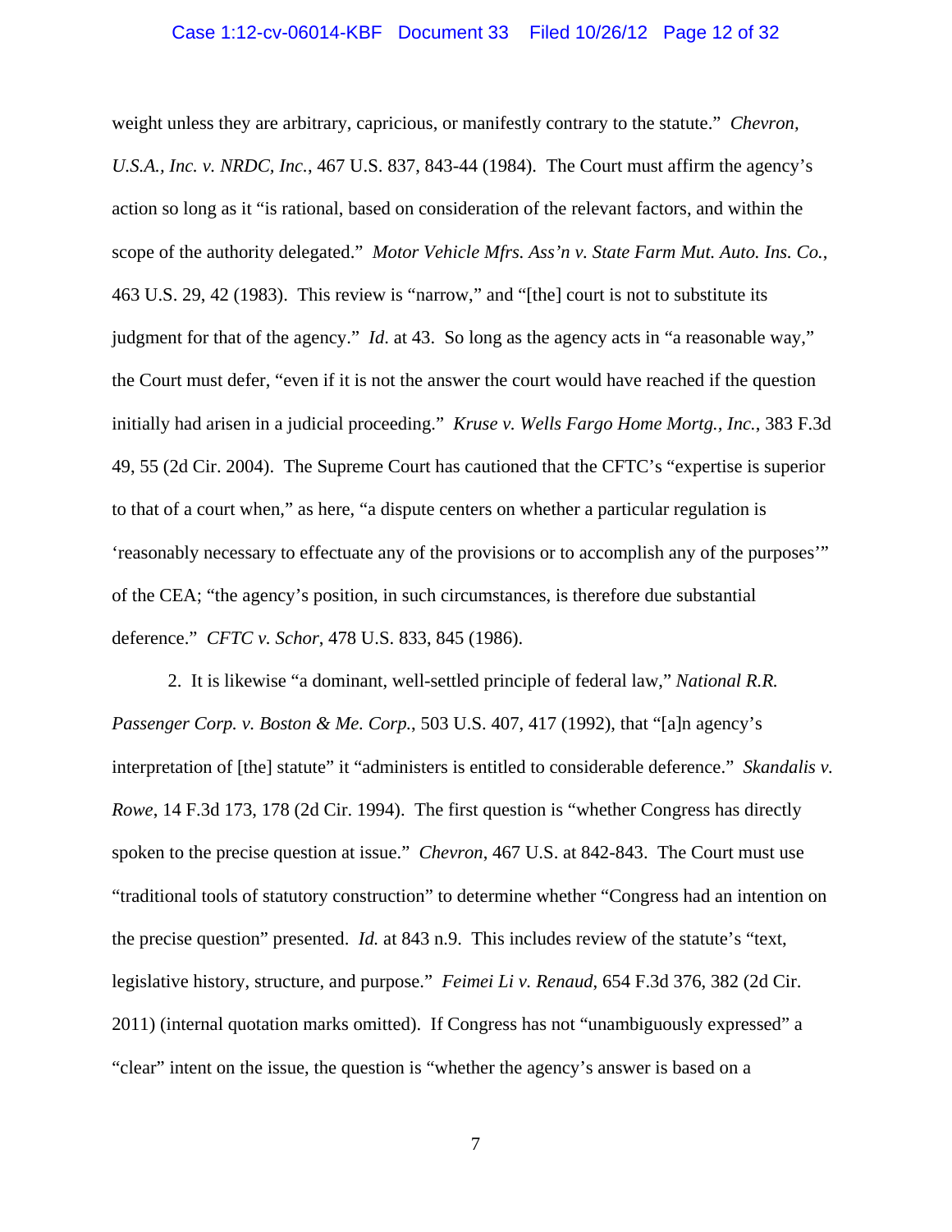weight unless they are arbitrary, capricious, or manifestly contrary to the statute." *Chevron, U.S.A., Inc. v. NRDC, Inc.*, 467 U.S. 837, 843-44 (1984). The Court must affirm the agency's action so long as it "is rational, based on consideration of the relevant factors, and within the scope of the authority delegated." *Motor Vehicle Mfrs. Ass'n v. State Farm Mut. Auto. Ins. Co.*, 463 U.S. 29, 42 (1983). This review is "narrow," and "[the] court is not to substitute its judgment for that of the agency." *Id.* at 43. So long as the agency acts in "a reasonable way," the Court must defer, "even if it is not the answer the court would have reached if the question initially had arisen in a judicial proceeding." *Kruse v. Wells Fargo Home Mortg., Inc.*, 383 F.3d 49, 55 (2d Cir. 2004). The Supreme Court has cautioned that the CFTC's "expertise is superior to that of a court when," as here, "a dispute centers on whether a particular regulation is 'reasonably necessary to effectuate any of the provisions or to accomplish any of the purposes'" of the CEA; "the agency's position, in such circumstances, is therefore due substantial deference." *CFTC v. Schor*, 478 U.S. 833, 845 (1986).

2. It is likewise "a dominant, well-settled principle of federal law," *National R.R. Passenger Corp. v. Boston & Me. Corp.*, 503 U.S. 407, 417 (1992), that "[a]n agency's interpretation of [the] statute" it "administers is entitled to considerable deference." *Skandalis v. Rowe*, 14 F.3d 173, 178 (2d Cir. 1994). The first question is "whether Congress has directly spoken to the precise question at issue." *Chevron*, 467 U.S. at 842-843. The Court must use "traditional tools of statutory construction" to determine whether "Congress had an intention on the precise question" presented. *Id.* at 843 n.9. This includes review of the statute's "text, legislative history, structure, and purpose." *Feimei Li v. Renaud*, 654 F.3d 376, 382 (2d Cir. 2011) (internal quotation marks omitted). If Congress has not "unambiguously expressed" a "clear" intent on the issue, the question is "whether the agency's answer is based on a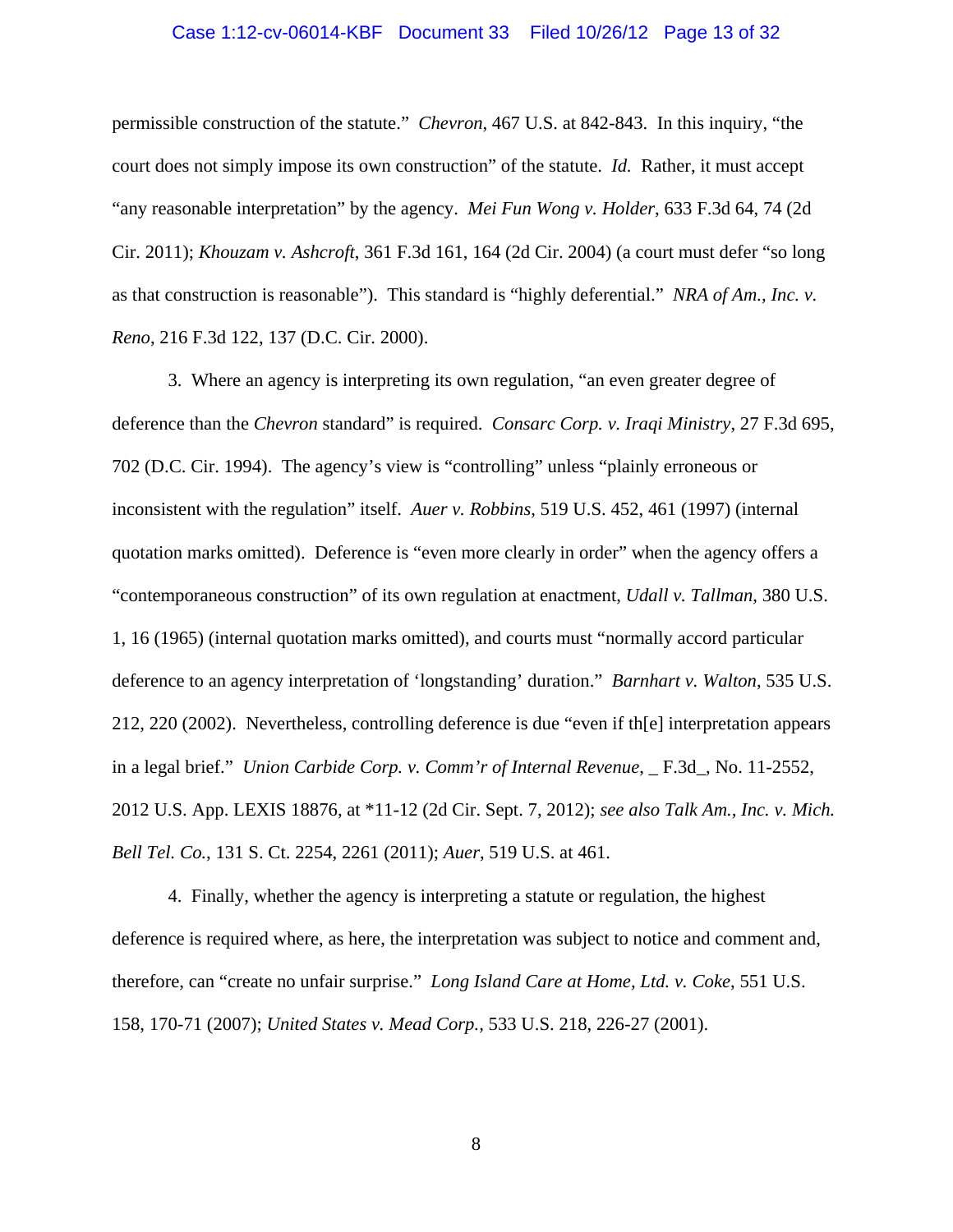permissible construction of the statute." *Chevron*, 467 U.S. at 842-843. In this inquiry, "the court does not simply impose its own construction" of the statute. *Id.* Rather, it must accept "any reasonable interpretation" by the agency. *Mei Fun Wong v. Holder*, 633 F.3d 64, 74 (2d Cir. 2011); *Khouzam v. Ashcroft*, 361 F.3d 161, 164 (2d Cir. 2004) (a court must defer "so long as that construction is reasonable"). This standard is "highly deferential." *NRA of Am., Inc. v. Reno*, 216 F.3d 122, 137 (D.C. Cir. 2000).

3. Where an agency is interpreting its own regulation, "an even greater degree of deference than the *Chevron* standard" is required. *Consarc Corp. v. Iraqi Ministry*, 27 F.3d 695, 702 (D.C. Cir. 1994). The agency's view is "controlling" unless "plainly erroneous or inconsistent with the regulation" itself. *Auer v. Robbins*, 519 U.S. 452, 461 (1997) (internal quotation marks omitted). Deference is "even more clearly in order" when the agency offers a "contemporaneous construction" of its own regulation at enactment, *Udall v. Tallman*, 380 U.S. 1, 16 (1965) (internal quotation marks omitted), and courts must "normally accord particular deference to an agency interpretation of 'longstanding' duration." *Barnhart v. Walton*, 535 U.S. 212, 220 (2002). Nevertheless, controlling deference is due "even if th[e] interpretation appears in a legal brief." *Union Carbide Corp. v. Comm'r of Internal Revenue*, _ F.3d_, No. 11-2552, 2012 U.S. App. LEXIS 18876, at *11-12 (2d Cir. Sept. 7, 2012); *see also Talk Am., Inc. v. Mich. Bell Tel. Co.*, 131 S. Ct. 2254, 2261 (2011); *Auer*, 519 U.S. at 461.

4. Finally, whether the agency is interpreting a statute or regulation, the highest deference is required where, as here, the interpretation was subject to notice and comment and, therefore, can "create no unfair surprise." *Long Island Care at Home, Ltd. v. Coke*, 551 U.S. 158, 170-71 (2007); *United States v. Mead Corp.*, 533 U.S. 218, 226-27 (2001).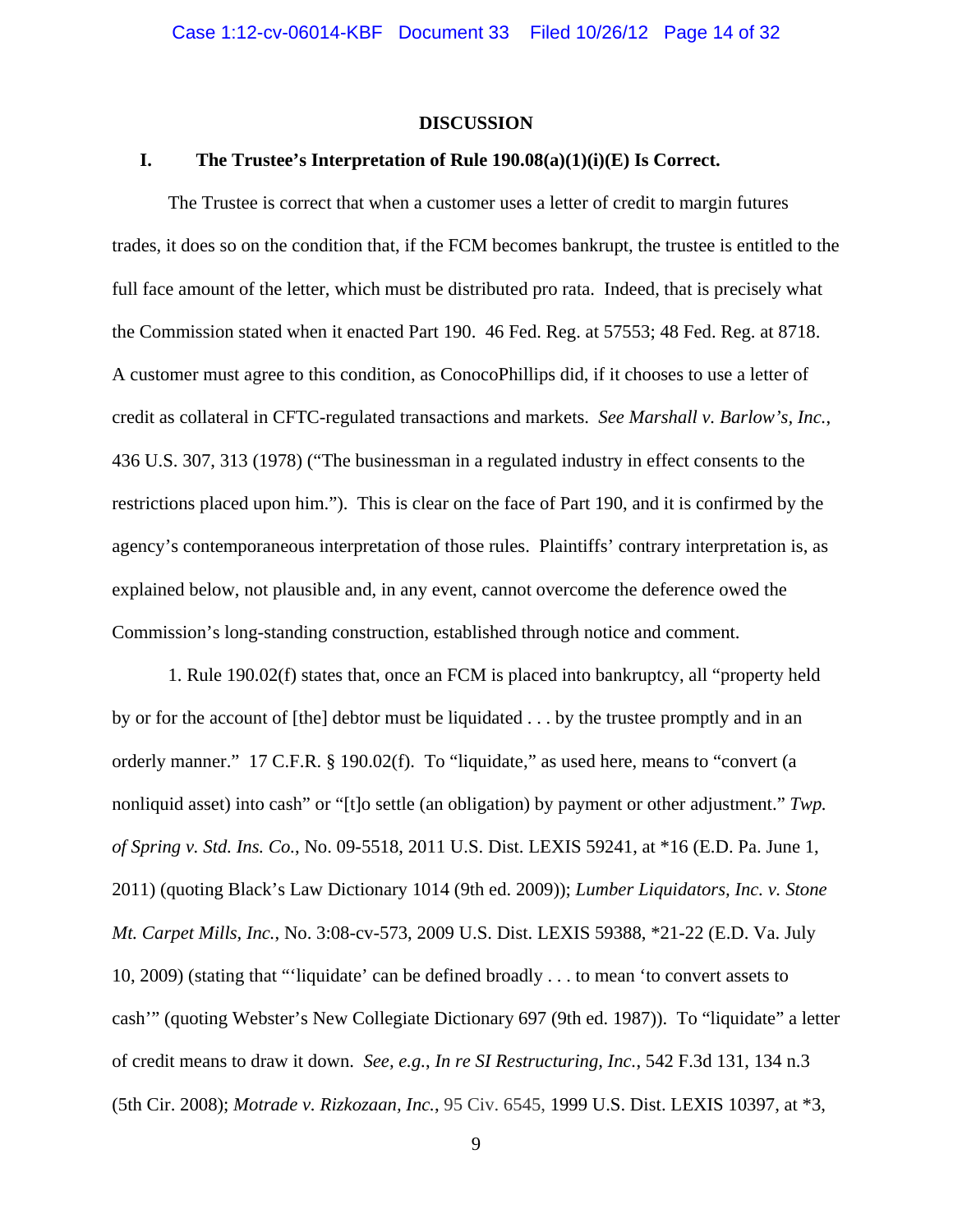## DISCUSSION

### I. The Trustee's Interpretation of Rule 190.08(a)(1)(i)(E) Is Correct.

The Trustee is correct that when a customer uses a letter of credit to margin futures trades, it does so on the condition that, if the FCM becomes bankrupt, the trustee is entitled to the full face amount of the letter, which must be distributed pro rata. Indeed, that is precisely what the Commission stated when it enacted Part 190. 46 Fed. Reg. at 57553; 48 Fed. Reg. at 8718. A customer must agree to this condition, as ConocoPhillips did, if it chooses to use a letter of credit as collateral in CFTC-regulated transactions and markets. *See Marshall v. Barlow's, Inc.*, 436 U.S. 307, 313 (1978) ("The businessman in a regulated industry in effect consents to the restrictions placed upon him."). This is clear on the face of Part 190, and it is confirmed by the agency's contemporaneous interpretation of those rules. Plaintiffs' contrary interpretation is, as explained below, not plausible and, in any event, cannot overcome the deference owed the Commission's long-standing construction, established through notice and comment.

1. Rule 190.02(f) states that, once an FCM is placed into bankruptcy, all "property held by or for the account of [the] debtor must be liquidated . . . by the trustee promptly and in an orderly manner." 17 C.F.R. § 190.02(f). To "liquidate," as used here, means to "convert (a nonliquid asset) into cash" or "[t]o settle (an obligation) by payment or other adjustment." *Twp. of Spring v. Std. Ins. Co.*, No. 09-5518, 2011 U.S. Dist. LEXIS 59241, at *16 (E.D. Pa. June 1, 2011) (quoting Black's Law Dictionary 1014 (9th ed. 2009)); *Lumber Liquidators, Inc. v. Stone Mt. Carpet Mills, Inc.*, No. 3:08-cv-573, 2009 U.S. Dist. LEXIS 59388, *21-22 (E.D. Va. July 10, 2009) (stating that "'liquidate' can be defined broadly . . . to mean 'to convert assets to cash'" (quoting Webster's New Collegiate Dictionary 697 (9th ed. 1987)). To "liquidate" a letter of credit means to draw it down. *See, e.g.*, *In re SI Restructuring, Inc.*, 542 F.3d 131, 134 n.3 (5th Cir. 2008); *Motrade v. Rizkozaan, Inc.*, 95 Civ. 6545, 1999 U.S. Dist. LEXIS 10397, at *3,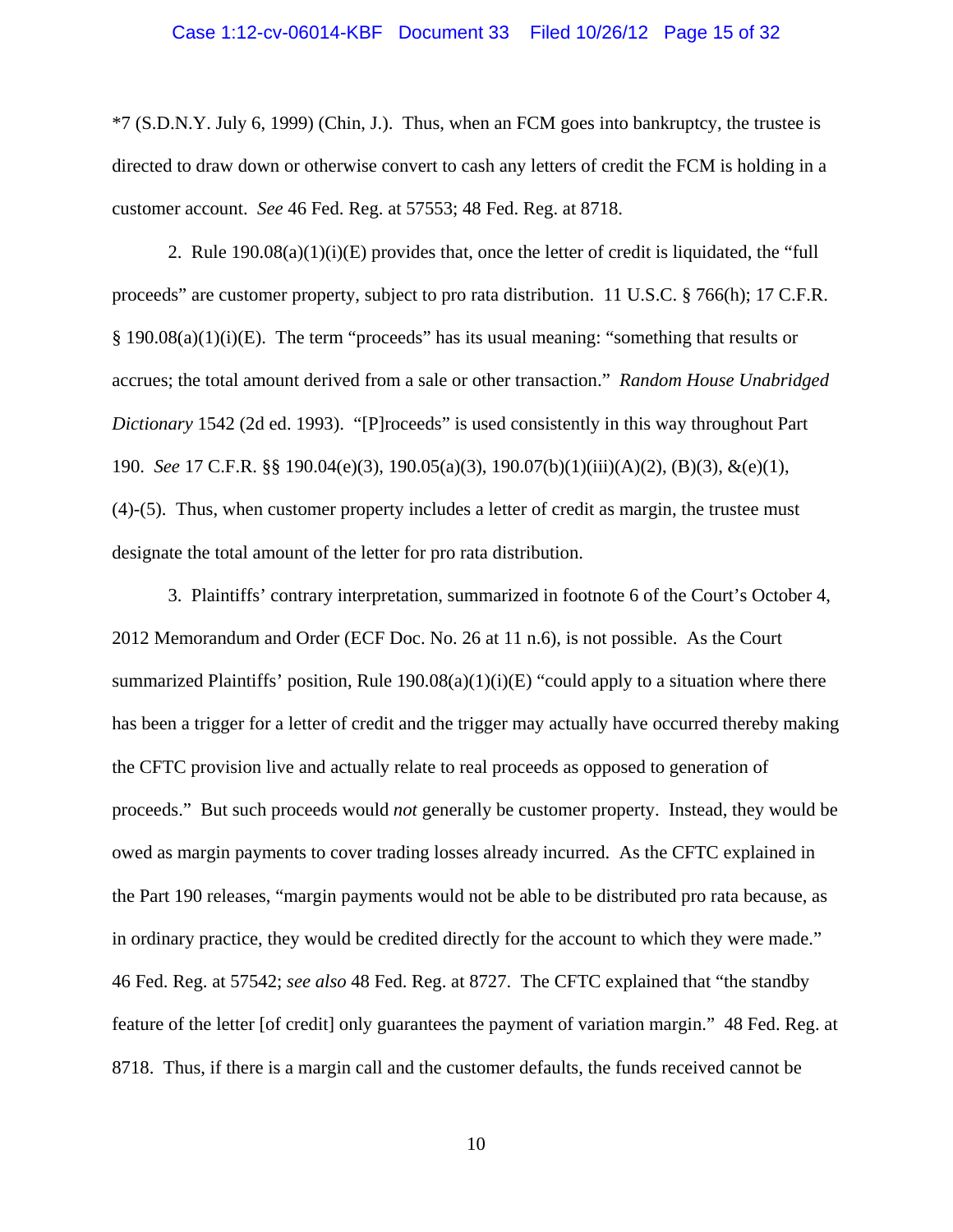*7 (S.D.N.Y. July 6, 1999) (Chin, J.). Thus, when an FCM goes into bankruptcy, the trustee is directed to draw down or otherwise convert to cash any letters of credit the FCM is holding in a customer account. *See* 46 Fed. Reg. at 57553; 48 Fed. Reg. at 8718.

2. Rule 190.08(a)(1)(i)(E) provides that, once the letter of credit is liquidated, the "full proceeds" are customer property, subject to pro rata distribution. 11 U.S.C. § 766(h); 17 C.F.R. § 190.08(a)(1)(i)(E). The term "proceeds" has its usual meaning: "something that results or accrues; the total amount derived from a sale or other transaction." *Random House Unabridged Dictionary* 1542 (2d ed. 1993). "[P]roceeds" is used consistently in this way throughout Part 190. *See* 17 C.F.R. §§ 190.04(e)(3), 190.05(a)(3), 190.07(b)(1)(iii)(A)(2), (B)(3), &(e)(1), (4)-(5). Thus, when customer property includes a letter of credit as margin, the trustee must designate the total amount of the letter for pro rata distribution.

3. Plaintiffs' contrary interpretation, summarized in footnote 6 of the Court's October 4, 2012 Memorandum and Order (ECF Doc. No. 26 at 11 n.6), is not possible. As the Court summarized Plaintiffs' position, Rule 190.08(a)(1)(i)(E) "could apply to a situation where there has been a trigger for a letter of credit and the trigger may actually have occurred thereby making the CFTC provision live and actually relate to real proceeds as opposed to generation of proceeds." But such proceeds would *not* generally be customer property. Instead, they would be owed as margin payments to cover trading losses already incurred. As the CFTC explained in the Part 190 releases, "margin payments would not be able to be distributed pro rata because, as in ordinary practice, they would be credited directly for the account to which they were made." 46 Fed. Reg. at 57542; *see also* 48 Fed. Reg. at 8727. The CFTC explained that "the standby feature of the letter [of credit] only guarantees the payment of variation margin." 48 Fed. Reg. at 8718. Thus, if there is a margin call and the customer defaults, the funds received cannot be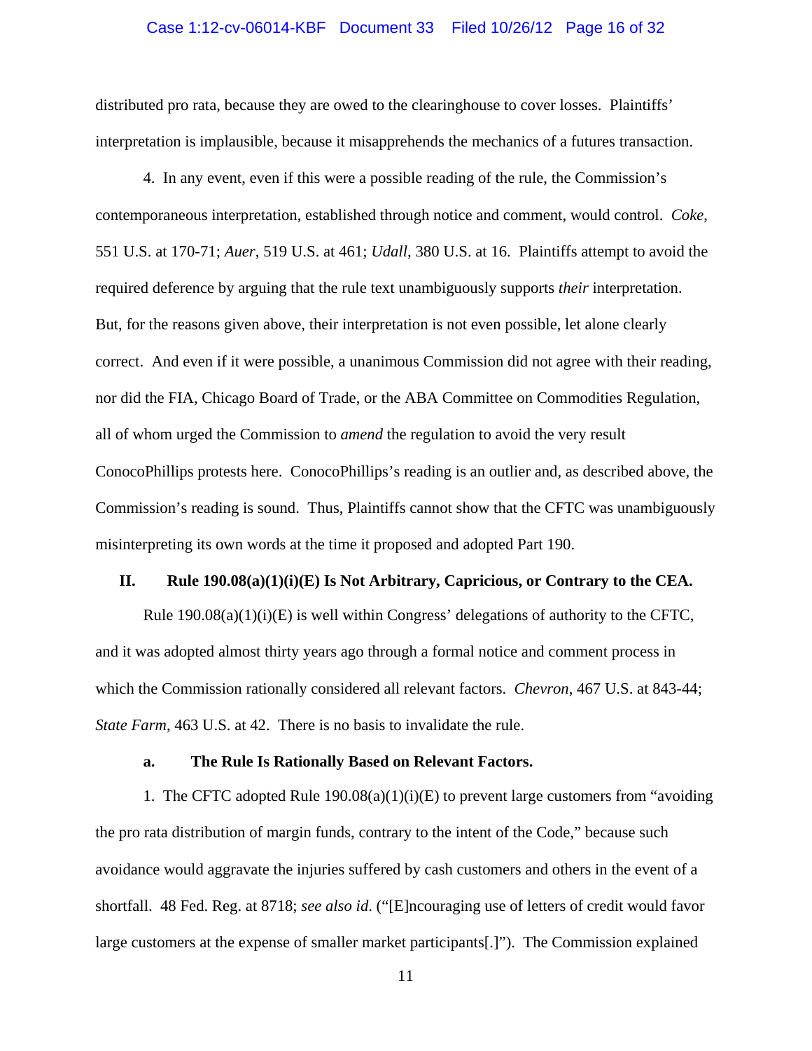distributed pro rata, because they are owed to the clearinghouse to cover losses. Plaintiffs' interpretation is implausible, because it misapprehends the mechanics of a futures transaction.

4. In any event, even if this were a possible reading of the rule, the Commission's contemporaneous interpretation, established through notice and comment, would control. *Coke*, 551 U.S. at 170-71; *Auer*, 519 U.S. at 461; *Udall*, 380 U.S. at 16. Plaintiffs attempt to avoid the required deference by arguing that the rule text unambiguously supports *their* interpretation. But, for the reasons given above, their interpretation is not even possible, let alone clearly correct. And even if it were possible, a unanimous Commission did not agree with their reading, nor did the FIA, Chicago Board of Trade, or the ABA Committee on Commodities Regulation, all of whom urged the Commission to *amend* the regulation to avoid the very result ConocoPhillips protests here. ConocoPhillips's reading is an outlier and, as described above, the Commission's reading is sound. Thus, Plaintiffs cannot show that the CFTC was unambiguously misinterpreting its own words at the time it proposed and adopted Part 190.

## II. Rule 190.08(a)(1)(i)(E) Is Not Arbitrary, Capricious, or Contrary to the CEA.

Rule 190.08(a)(1)(i)(E) is well within Congress' delegations of authority to the CFTC, and it was adopted almost thirty years ago through a formal notice and comment process in which the Commission rationally considered all relevant factors. *Chevron*, 467 U.S. at 843-44; *State Farm*, 463 U.S. at 42. There is no basis to invalidate the rule.

### a. The Rule Is Rationally Based on Relevant Factors.

1. The CFTC adopted Rule 190.08(a)(1)(i)(E) to prevent large customers from "avoiding the pro rata distribution of margin funds, contrary to the intent of the Code," because such avoidance would aggravate the injuries suffered by cash customers and others in the event of a shortfall. 48 Fed. Reg. at 8718; *see also id*. ("[E]ncouraging use of letters of credit would favor large customers at the expense of smaller market participants[.]"). The Commission explained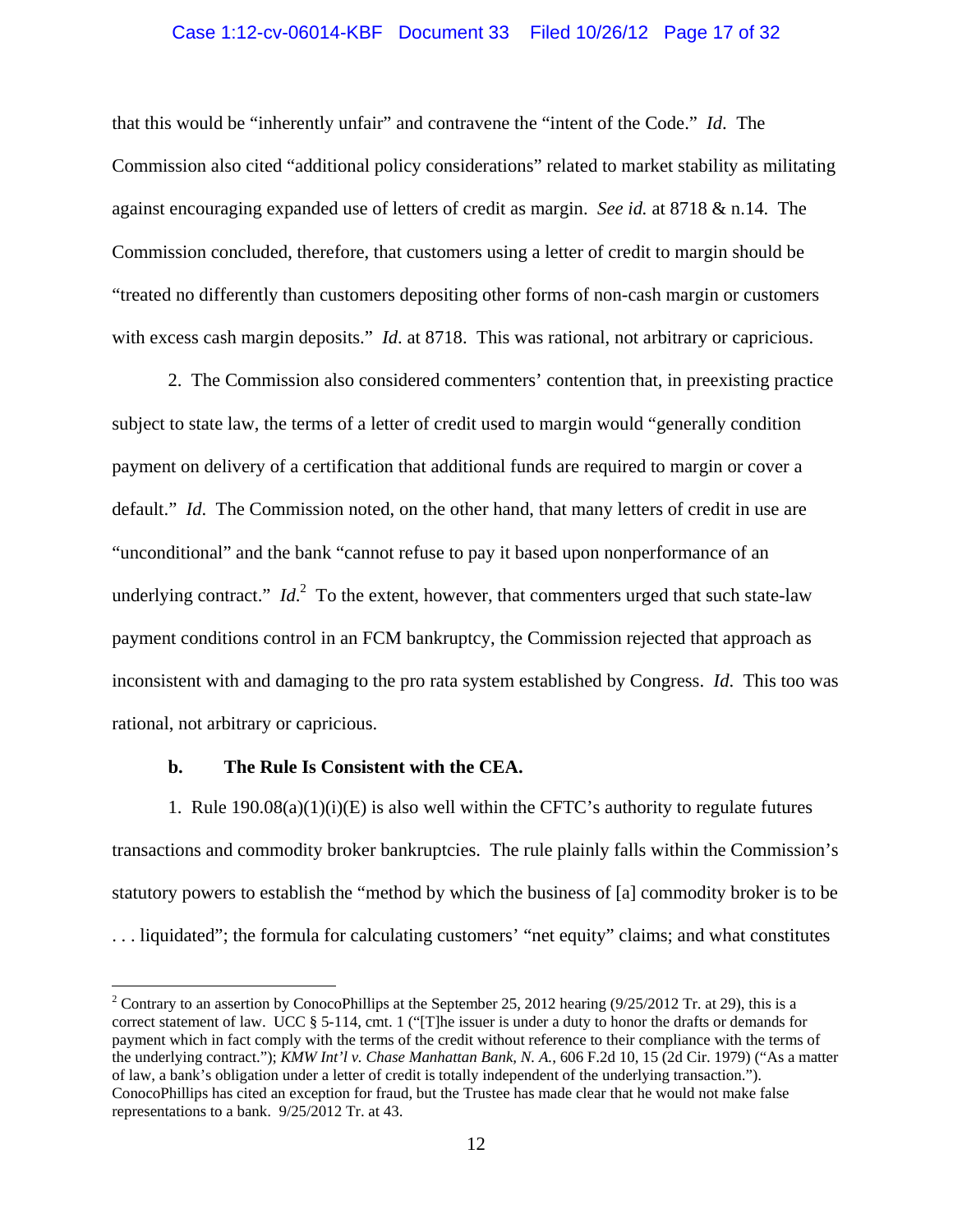that this would be "inherently unfair" and contravene the "intent of the Code." *Id*. The Commission also cited "additional policy considerations" related to market stability as militating against encouraging expanded use of letters of credit as margin. *See id.* at 8718 & n.14. The Commission concluded, therefore, that customers using a letter of credit to margin should be "treated no differently than customers depositing other forms of non-cash margin or customers with excess cash margin deposits." *Id*. at 8718. This was rational, not arbitrary or capricious.

2. The Commission also considered commenters' contention that, in preexisting practice subject to state law, the terms of a letter of credit used to margin would "generally condition payment on delivery of a certification that additional funds are required to margin or cover a default." *Id*. The Commission noted, on the other hand, that many letters of credit in use are "unconditional" and the bank "cannot refuse to pay it based upon nonperformance of an underlying contract." *Id*.[2] To the extent, however, that commenters urged that such state-law payment conditions control in an FCM bankruptcy, the Commission rejected that approach as inconsistent with and damaging to the pro rata system established by Congress. *Id*. This too was rational, not arbitrary or capricious.

**b. The Rule Is Consistent with the CEA.**

1. Rule 190.08(a)(1)(i)(E) is also well within the CFTC's authority to regulate futures transactions and commodity broker bankruptcies. The rule plainly falls within the Commission's statutory powers to establish the "method by which the business of [a] commodity broker is to be . . . liquidated"; the formula for calculating customers' "net equity" claims; and what constitutes

---

[2] Contrary to an assertion by ConocoPhillips at the September 25, 2012 hearing (9/25/2012 Tr. at 29), this is a correct statement of law. UCC § 5-114, cmt. 1 ("[T]he issuer is under a duty to honor the drafts or demands for payment which in fact comply with the terms of the credit without reference to their compliance with the terms of the underlying contract."); *KMW Int'l v. Chase Manhattan Bank, N. A.*, 606 F.2d 10, 15 (2d Cir. 1979) ("As a matter of law, a bank's obligation under a letter of credit is totally independent of the underlying transaction."). ConocoPhillips has cited an exception for fraud, but the Trustee has made clear that he would not make false representations to a bank. 9/25/2012 Tr. at 43.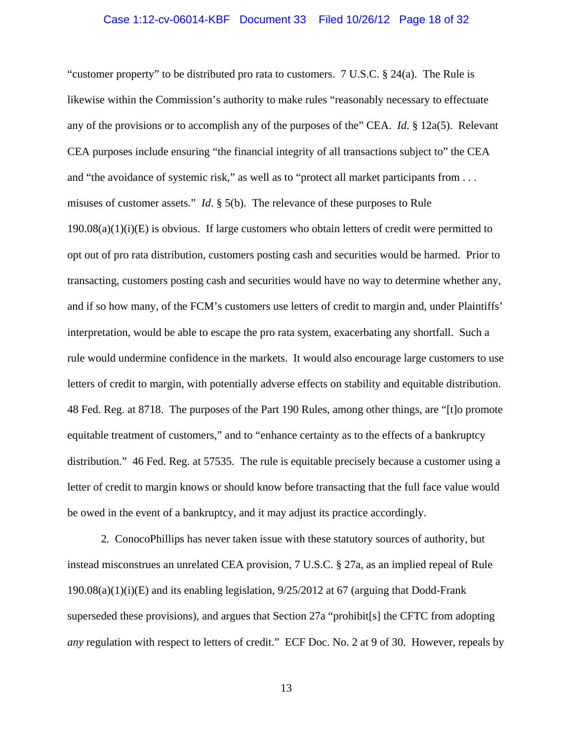"customer property" to be distributed pro rata to customers. 7 U.S.C. § 24(a). The Rule is likewise within the Commission's authority to make rules "reasonably necessary to effectuate any of the provisions or to accomplish any of the purposes of the" CEA. *Id.* § 12a(5). Relevant CEA purposes include ensuring "the financial integrity of all transactions subject to" the CEA and "the avoidance of systemic risk," as well as to "protect all market participants from . . . misuses of customer assets." *Id*. § 5(b). The relevance of these purposes to Rule 190.08(a)(1)(i)(E) is obvious. If large customers who obtain letters of credit were permitted to opt out of pro rata distribution, customers posting cash and securities would be harmed. Prior to transacting, customers posting cash and securities would have no way to determine whether any, and if so how many, of the FCM's customers use letters of credit to margin and, under Plaintiffs' interpretation, would be able to escape the pro rata system, exacerbating any shortfall. Such a rule would undermine confidence in the markets. It would also encourage large customers to use letters of credit to margin, with potentially adverse effects on stability and equitable distribution. 48 Fed. Reg. at 8718. The purposes of the Part 190 Rules, among other things, are "[t]o promote equitable treatment of customers," and to "enhance certainty as to the effects of a bankruptcy distribution." 46 Fed. Reg. at 57535. The rule is equitable precisely because a customer using a letter of credit to margin knows or should know before transacting that the full face value would be owed in the event of a bankruptcy, and it may adjust its practice accordingly.

2. ConocoPhillips has never taken issue with these statutory sources of authority, but instead misconstrues an unrelated CEA provision, 7 U.S.C. § 27a, as an implied repeal of Rule 190.08(a)(1)(i)(E) and its enabling legislation, 9/25/2012 at 67 (arguing that Dodd-Frank superseded these provisions), and argues that Section 27a "prohibit[s] the CFTC from adopting *any* regulation with respect to letters of credit." ECF Doc. No. 2 at 9 of 30. However, repeals by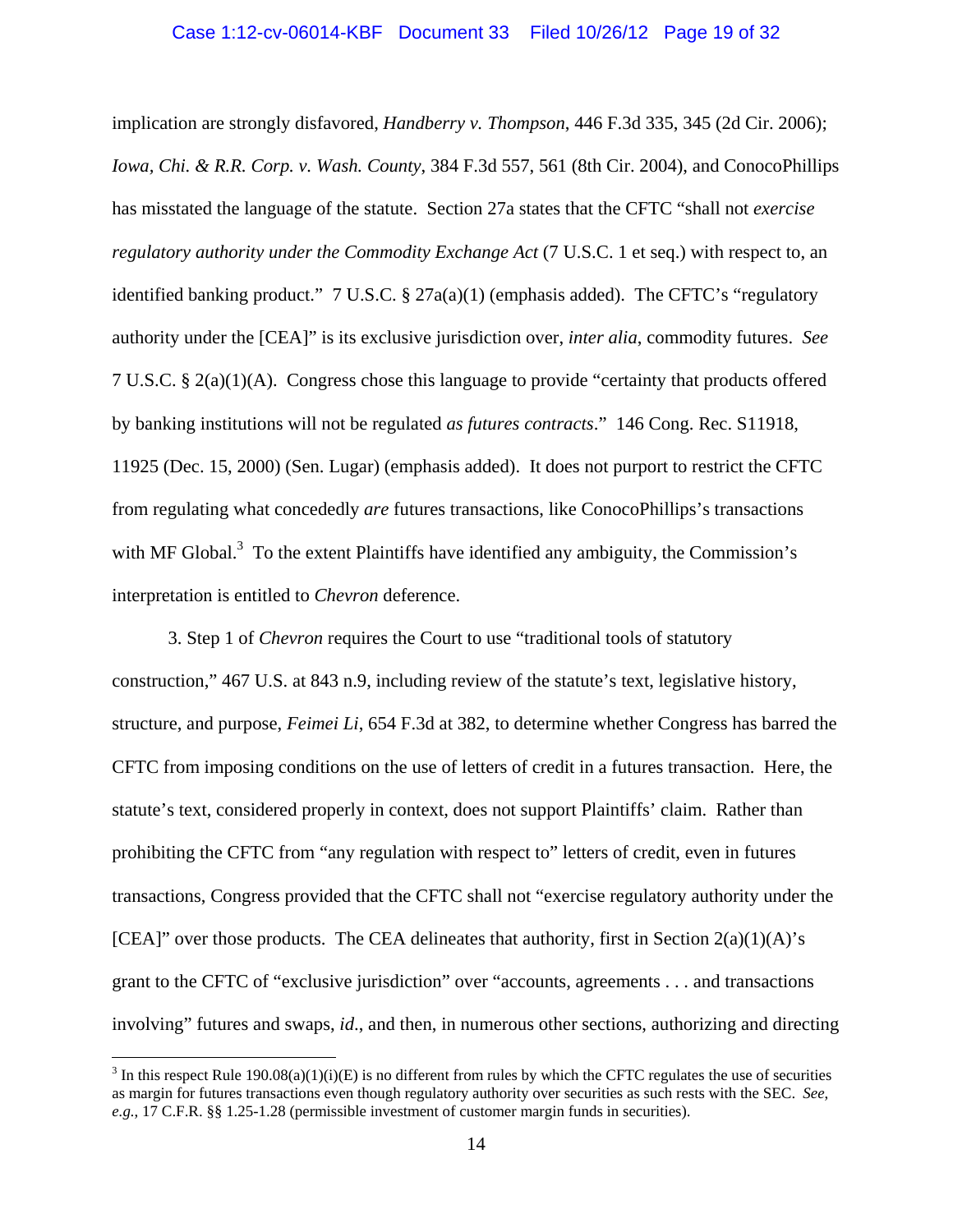implication are strongly disfavored, *Handberry v. Thompson*, 446 F.3d 335, 345 (2d Cir. 2006); *Iowa, Chi. & R.R. Corp. v. Wash. County*, 384 F.3d 557, 561 (8th Cir. 2004), and ConocoPhillips has misstated the language of the statute. Section 27a states that the CFTC "shall not *exercise regulatory authority under the Commodity Exchange Act* (7 U.S.C. 1 et seq.) with respect to, an identified banking product." 7 U.S.C. § 27a(a)(1) (emphasis added). The CFTC's "regulatory authority under the [CEA]" is its exclusive jurisdiction over, *inter alia*, commodity futures. *See* 7 U.S.C. § 2(a)(1)(A). Congress chose this language to provide "certainty that products offered by banking institutions will not be regulated *as futures contracts*." 146 Cong. Rec. S11918, 11925 (Dec. 15, 2000) (Sen. Lugar) (emphasis added). It does not purport to restrict the CFTC from regulating what concededly *are* futures transactions, like ConocoPhillips's transactions with MF Global.[3] To the extent Plaintiffs have identified any ambiguity, the Commission's interpretation is entitled to *Chevron* deference.

3. Step 1 of *Chevron* requires the Court to use "traditional tools of statutory construction," 467 U.S. at 843 n.9, including review of the statute's text, legislative history, structure, and purpose, *Feimei Li*, 654 F.3d at 382, to determine whether Congress has barred the CFTC from imposing conditions on the use of letters of credit in a futures transaction. Here, the statute's text, considered properly in context, does not support Plaintiffs' claim. Rather than prohibiting the CFTC from "any regulation with respect to" letters of credit, even in futures transactions, Congress provided that the CFTC shall not "exercise regulatory authority under the [CEA]" over those products. The CEA delineates that authority, first in Section 2(a)(1)(A)'s grant to the CFTC of "exclusive jurisdiction" over "accounts, agreements . . . and transactions involving" futures and swaps, *id*., and then, in numerous other sections, authorizing and directing

---

[3] In this respect Rule 190.08(a)(1)(i)(E) is no different from rules by which the CFTC regulates the use of securities as margin for futures transactions even though regulatory authority over securities as such rests with the SEC. *See, e.g.*, 17 C.F.R. §§ 1.25-1.28 (permissible investment of customer margin funds in securities).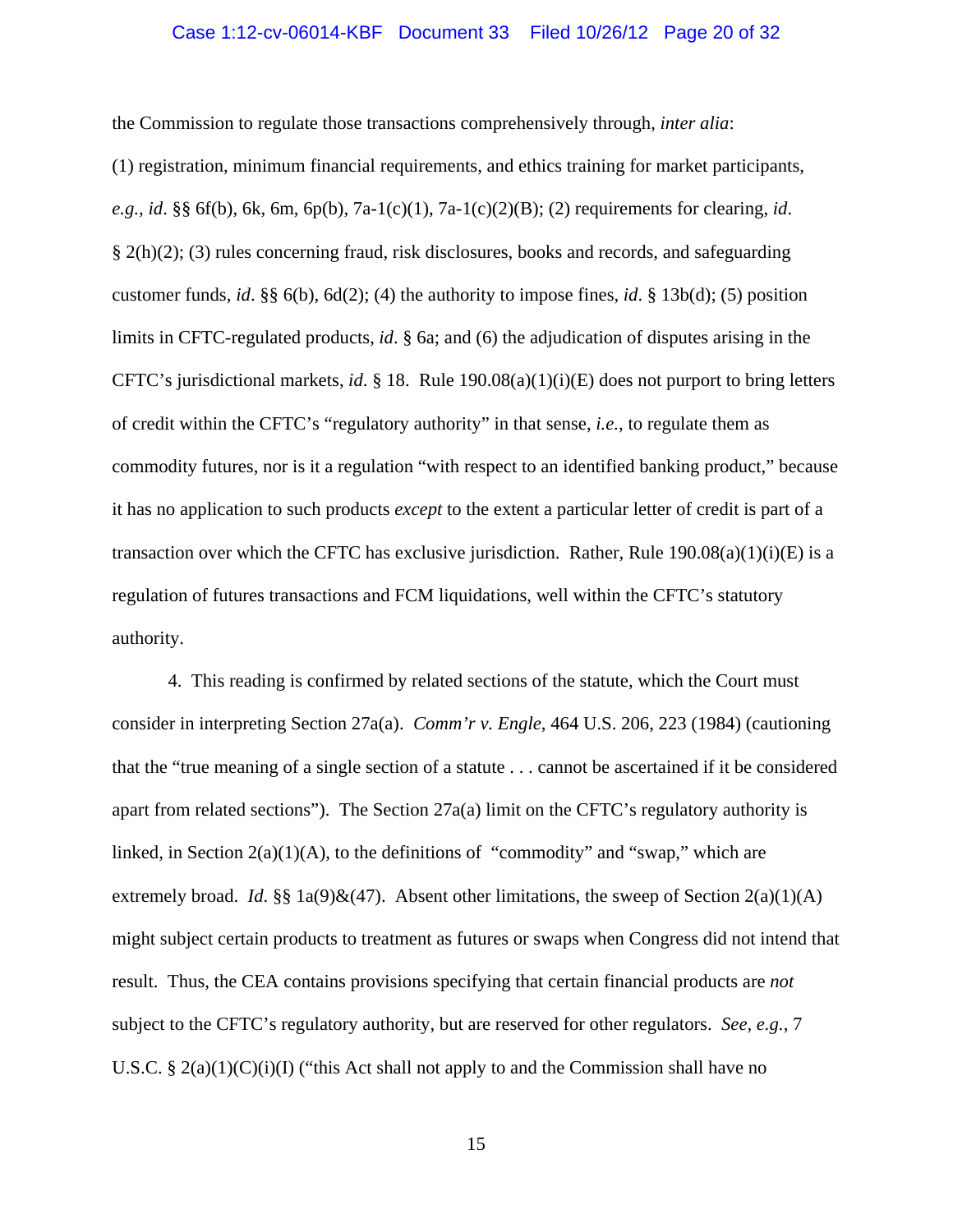the Commission to regulate those transactions comprehensively through, *inter alia*: (1) registration, minimum financial requirements, and ethics training for market participants, *e.g.*, *id*. §§ 6f(b), 6k, 6m, 6p(b), 7a-1(c)(1), 7a-1(c)(2)(B); (2) requirements for clearing, *id*. § 2(h)(2); (3) rules concerning fraud, risk disclosures, books and records, and safeguarding customer funds, *id*. §§ 6(b), 6d(2); (4) the authority to impose fines, *id*. § 13b(d); (5) position limits in CFTC-regulated products, *id*. § 6a; and (6) the adjudication of disputes arising in the CFTC's jurisdictional markets, *id*. § 18. Rule 190.08(a)(1)(i)(E) does not purport to bring letters of credit within the CFTC's "regulatory authority" in that sense, *i.e.*, to regulate them as commodity futures, nor is it a regulation "with respect to an identified banking product," because it has no application to such products *except* to the extent a particular letter of credit is part of a transaction over which the CFTC has exclusive jurisdiction. Rather, Rule 190.08(a)(1)(i)(E) is a regulation of futures transactions and FCM liquidations, well within the CFTC's statutory authority.

4. This reading is confirmed by related sections of the statute, which the Court must consider in interpreting Section 27a(a). *Comm'r v. Engle*, 464 U.S. 206, 223 (1984) (cautioning that the "true meaning of a single section of a statute . . . cannot be ascertained if it be considered apart from related sections"). The Section 27a(a) limit on the CFTC's regulatory authority is linked, in Section 2(a)(1)(A), to the definitions of "commodity" and "swap," which are extremely broad. *Id.* §§ 1a(9)&(47). Absent other limitations, the sweep of Section 2(a)(1)(A) might subject certain products to treatment as futures or swaps when Congress did not intend that result. Thus, the CEA contains provisions specifying that certain financial products are *not* subject to the CFTC's regulatory authority, but are reserved for other regulators. *See, e.g.*, 7 U.S.C. § 2(a)(1)(C)(i)(I) ("this Act shall not apply to and the Commission shall have no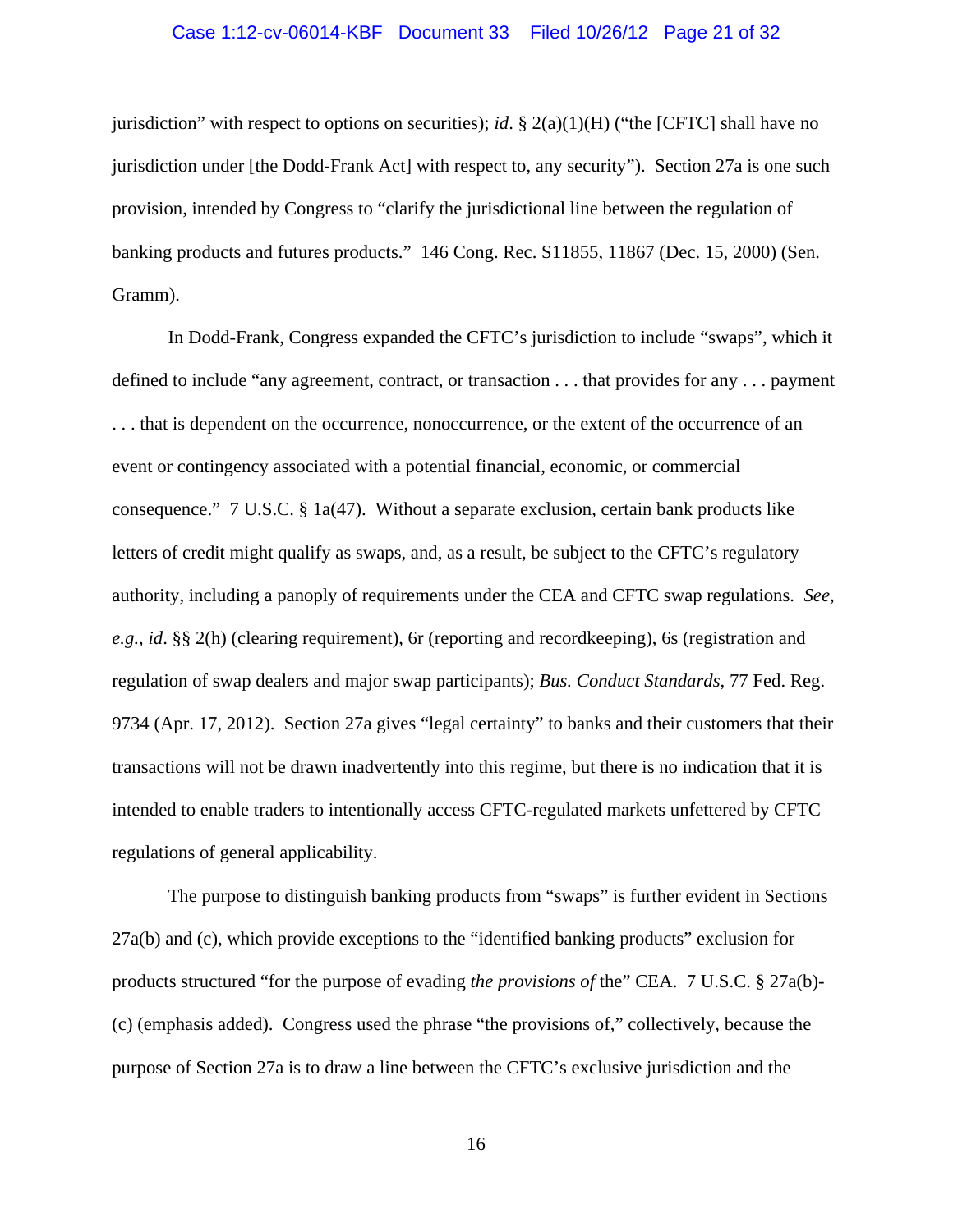jurisdiction" with respect to options on securities); *id*. § 2(a)(1)(H) ("the [CFTC] shall have no jurisdiction under [the Dodd-Frank Act] with respect to, any security"). Section 27a is one such provision, intended by Congress to "clarify the jurisdictional line between the regulation of banking products and futures products." 146 Cong. Rec. S11855, 11867 (Dec. 15, 2000) (Sen. Gramm).

In Dodd-Frank, Congress expanded the CFTC's jurisdiction to include "swaps", which it defined to include "any agreement, contract, or transaction . . . that provides for any . . . payment . . . that is dependent on the occurrence, nonoccurrence, or the extent of the occurrence of an event or contingency associated with a potential financial, economic, or commercial consequence." 7 U.S.C. § 1a(47). Without a separate exclusion, certain bank products like letters of credit might qualify as swaps, and, as a result, be subject to the CFTC's regulatory authority, including a panoply of requirements under the CEA and CFTC swap regulations. *See, e.g.*, *id*. §§ 2(h) (clearing requirement), 6r (reporting and recordkeeping), 6s (registration and regulation of swap dealers and major swap participants); *Bus. Conduct Standards*, 77 Fed. Reg. 9734 (Apr. 17, 2012). Section 27a gives "legal certainty" to banks and their customers that their transactions will not be drawn inadvertently into this regime, but there is no indication that it is intended to enable traders to intentionally access CFTC-regulated markets unfettered by CFTC regulations of general applicability.

The purpose to distinguish banking products from "swaps" is further evident in Sections 27a(b) and (c), which provide exceptions to the "identified banking products" exclusion for products structured "for the purpose of evading *the provisions of* the" CEA. 7 U.S.C. § 27a(b)-(c) (emphasis added). Congress used the phrase "the provisions of," collectively, because the purpose of Section 27a is to draw a line between the CFTC's exclusive jurisdiction and the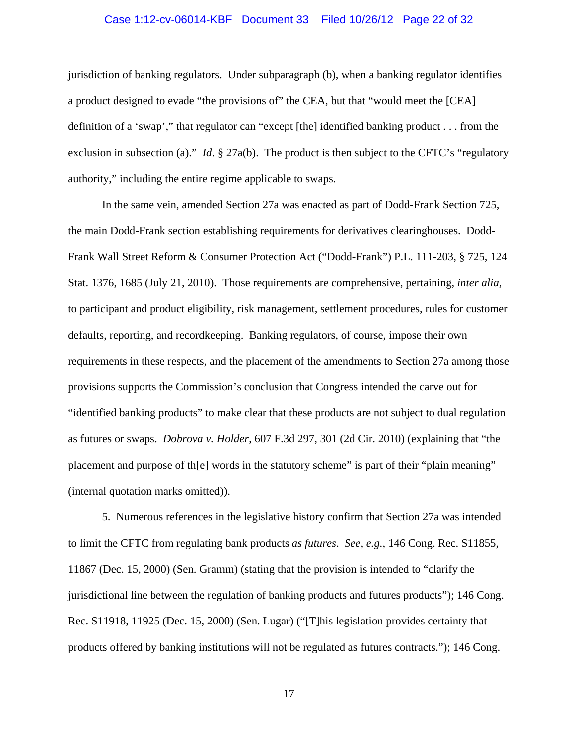jurisdiction of banking regulators. Under subparagraph (b), when a banking regulator identifies a product designed to evade "the provisions of" the CEA, but that "would meet the [CEA] definition of a 'swap'," that regulator can "except [the] identified banking product . . . from the exclusion in subsection (a)." *Id*. § 27a(b). The product is then subject to the CFTC's "regulatory authority," including the entire regime applicable to swaps.

In the same vein, amended Section 27a was enacted as part of Dodd-Frank Section 725, the main Dodd-Frank section establishing requirements for derivatives clearinghouses. Dodd-Frank Wall Street Reform & Consumer Protection Act ("Dodd-Frank") P.L. 111-203, § 725, 124 Stat. 1376, 1685 (July 21, 2010). Those requirements are comprehensive, pertaining, *inter alia*, to participant and product eligibility, risk management, settlement procedures, rules for customer defaults, reporting, and recordkeeping. Banking regulators, of course, impose their own requirements in these respects, and the placement of the amendments to Section 27a among those provisions supports the Commission's conclusion that Congress intended the carve out for "identified banking products" to make clear that these products are not subject to dual regulation as futures or swaps. *Dobrova v. Holder*, 607 F.3d 297, 301 (2d Cir. 2010) (explaining that "the placement and purpose of th[e] words in the statutory scheme" is part of their "plain meaning" (internal quotation marks omitted)).

5. Numerous references in the legislative history confirm that Section 27a was intended to limit the CFTC from regulating bank products *as futures*. *See, e.g.*, 146 Cong. Rec. S11855, 11867 (Dec. 15, 2000) (Sen. Gramm) (stating that the provision is intended to "clarify the jurisdictional line between the regulation of banking products and futures products"); 146 Cong. Rec. S11918, 11925 (Dec. 15, 2000) (Sen. Lugar) ("[T]his legislation provides certainty that products offered by banking institutions will not be regulated as futures contracts."); 146 Cong.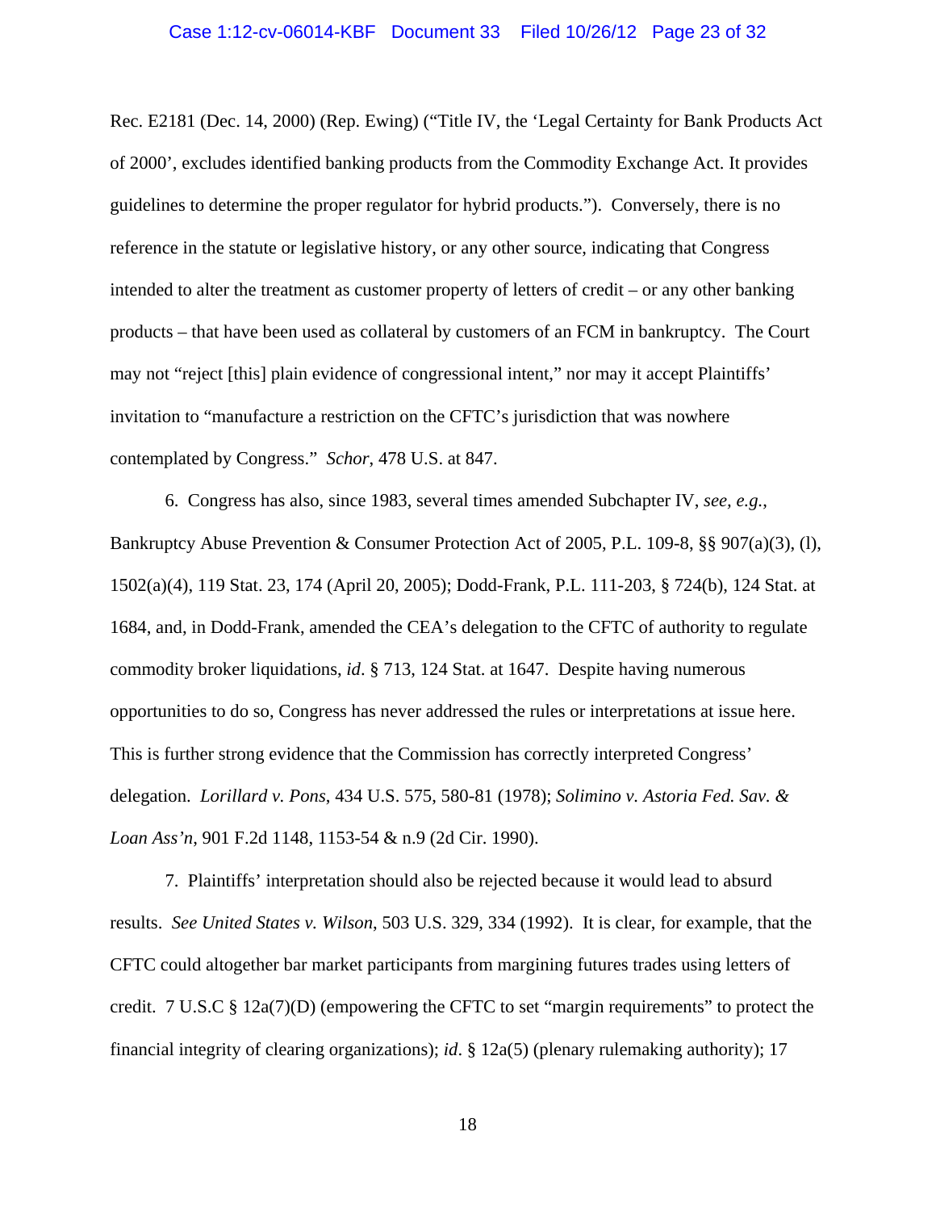Rec. E2181 (Dec. 14, 2000) (Rep. Ewing) ("Title IV, the 'Legal Certainty for Bank Products Act of 2000', excludes identified banking products from the Commodity Exchange Act. It provides guidelines to determine the proper regulator for hybrid products."). Conversely, there is no reference in the statute or legislative history, or any other source, indicating that Congress intended to alter the treatment as customer property of letters of credit – or any other banking products – that have been used as collateral by customers of an FCM in bankruptcy. The Court may not "reject [this] plain evidence of congressional intent," nor may it accept Plaintiffs' invitation to "manufacture a restriction on the CFTC's jurisdiction that was nowhere contemplated by Congress." *Schor*, 478 U.S. at 847.

6. Congress has also, since 1983, several times amended Subchapter IV, *see, e.g.*, Bankruptcy Abuse Prevention & Consumer Protection Act of 2005, P.L. 109-8, §§ 907(a)(3), (l), 1502(a)(4), 119 Stat. 23, 174 (April 20, 2005); Dodd-Frank, P.L. 111-203, § 724(b), 124 Stat. at 1684, and, in Dodd-Frank, amended the CEA's delegation to the CFTC of authority to regulate commodity broker liquidations, *id*. § 713, 124 Stat. at 1647. Despite having numerous opportunities to do so, Congress has never addressed the rules or interpretations at issue here. This is further strong evidence that the Commission has correctly interpreted Congress' delegation. *Lorillard v. Pons*, 434 U.S. 575, 580-81 (1978); *Solimino v. Astoria Fed. Sav. & Loan Ass'n*, 901 F.2d 1148, 1153-54 & n.9 (2d Cir. 1990).

7. Plaintiffs' interpretation should also be rejected because it would lead to absurd results. *See United States v. Wilson*, 503 U.S. 329, 334 (1992). It is clear, for example, that the CFTC could altogether bar market participants from margining futures trades using letters of credit. 7 U.S.C § 12a(7)(D) (empowering the CFTC to set "margin requirements" to protect the financial integrity of clearing organizations); *id*. § 12a(5) (plenary rulemaking authority); 17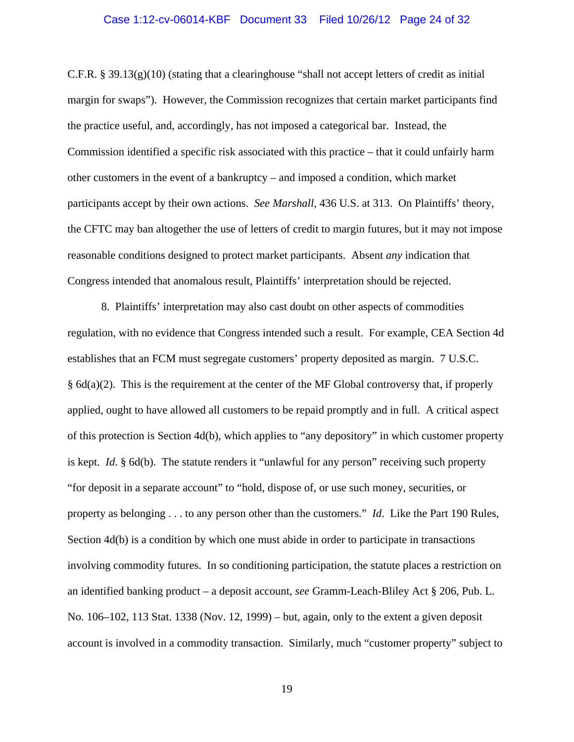C.F.R. § 39.13(g)(10) (stating that a clearinghouse "shall not accept letters of credit as initial margin for swaps"). However, the Commission recognizes that certain market participants find the practice useful, and, accordingly, has not imposed a categorical bar. Instead, the Commission identified a specific risk associated with this practice – that it could unfairly harm other customers in the event of a bankruptcy – and imposed a condition, which market participants accept by their own actions. *See Marshall*, 436 U.S. at 313. On Plaintiffs' theory, the CFTC may ban altogether the use of letters of credit to margin futures, but it may not impose reasonable conditions designed to protect market participants. Absent *any* indication that Congress intended that anomalous result, Plaintiffs' interpretation should be rejected.

8. Plaintiffs' interpretation may also cast doubt on other aspects of commodities regulation, with no evidence that Congress intended such a result. For example, CEA Section 4d establishes that an FCM must segregate customers' property deposited as margin. 7 U.S.C. § 6d(a)(2). This is the requirement at the center of the MF Global controversy that, if properly applied, ought to have allowed all customers to be repaid promptly and in full. A critical aspect of this protection is Section 4d(b), which applies to "any depository" in which customer property is kept. *Id*. § 6d(b). The statute renders it "unlawful for any person" receiving such property "for deposit in a separate account" to "hold, dispose of, or use such money, securities, or property as belonging . . . to any person other than the customers." *Id*. Like the Part 190 Rules, Section 4d(b) is a condition by which one must abide in order to participate in transactions involving commodity futures. In so conditioning participation, the statute places a restriction on an identified banking product – a deposit account, *see* Gramm-Leach-Bliley Act § 206, Pub. L. No. 106–102, 113 Stat. 1338 (Nov. 12, 1999) – but, again, only to the extent a given deposit account is involved in a commodity transaction. Similarly, much "customer property" subject to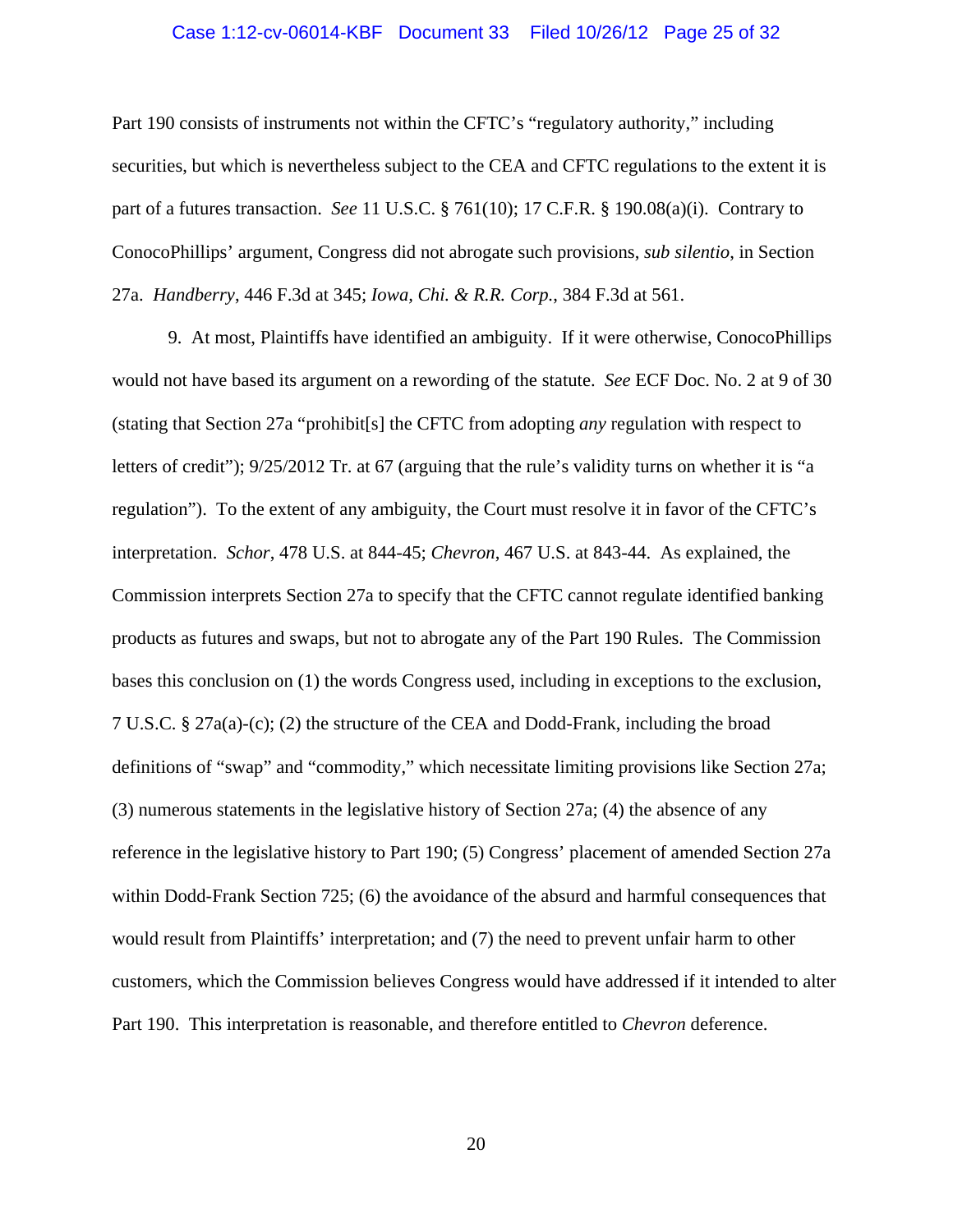Part 190 consists of instruments not within the CFTC's "regulatory authority," including securities, but which is nevertheless subject to the CEA and CFTC regulations to the extent it is part of a futures transaction. *See* 11 U.S.C. § 761(10); 17 C.F.R. § 190.08(a)(i). Contrary to ConocoPhillips' argument, Congress did not abrogate such provisions, *sub silentio*, in Section 27a. *Handberry*, 446 F.3d at 345; *Iowa, Chi. & R.R. Corp.*, 384 F.3d at 561.

9. At most, Plaintiffs have identified an ambiguity. If it were otherwise, ConocoPhillips would not have based its argument on a rewording of the statute. *See* ECF Doc. No. 2 at 9 of 30 (stating that Section 27a "prohibit[s] the CFTC from adopting *any* regulation with respect to letters of credit"); 9/25/2012 Tr. at 67 (arguing that the rule's validity turns on whether it is "a regulation"). To the extent of any ambiguity, the Court must resolve it in favor of the CFTC's interpretation. *Schor*, 478 U.S. at 844-45; *Chevron*, 467 U.S. at 843-44. As explained, the Commission interprets Section 27a to specify that the CFTC cannot regulate identified banking products as futures and swaps, but not to abrogate any of the Part 190 Rules. The Commission bases this conclusion on (1) the words Congress used, including in exceptions to the exclusion, 7 U.S.C. § 27a(a)-(c); (2) the structure of the CEA and Dodd-Frank, including the broad definitions of "swap" and "commodity," which necessitate limiting provisions like Section 27a; (3) numerous statements in the legislative history of Section 27a; (4) the absence of any reference in the legislative history to Part 190; (5) Congress' placement of amended Section 27a within Dodd-Frank Section 725; (6) the avoidance of the absurd and harmful consequences that would result from Plaintiffs' interpretation; and (7) the need to prevent unfair harm to other customers, which the Commission believes Congress would have addressed if it intended to alter Part 190. This interpretation is reasonable, and therefore entitled to *Chevron* deference.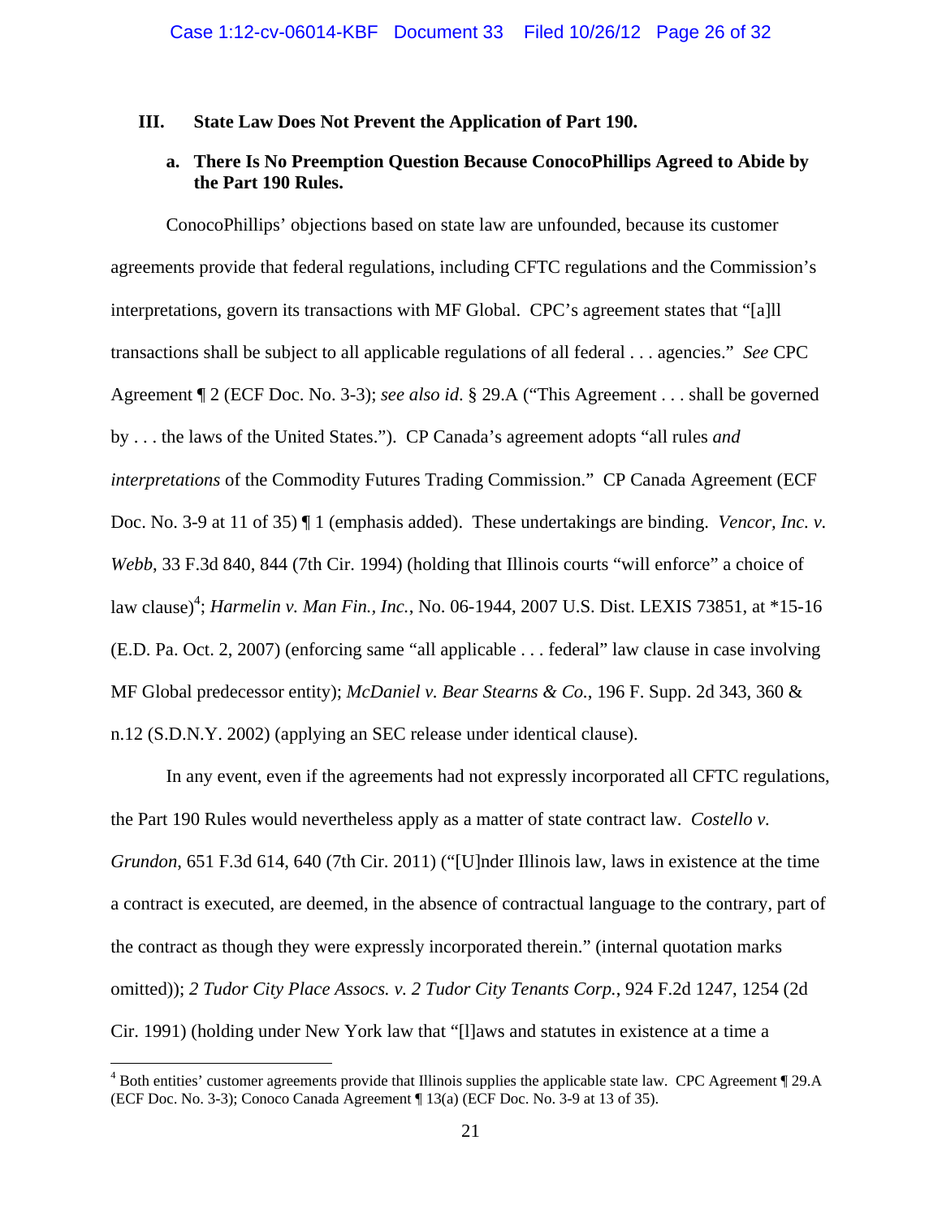### III. State Law Does Not Prevent the Application of Part 190.

#### a. There Is No Preemption Question Because ConocoPhillips Agreed to Abide by the Part 190 Rules.

ConocoPhillips' objections based on state law are unfounded, because its customer agreements provide that federal regulations, including CFTC regulations and the Commission's interpretations, govern its transactions with MF Global. CPC's agreement states that "[a]ll transactions shall be subject to all applicable regulations of all federal . . . agencies." *See* CPC Agreement ¶ 2 (ECF Doc. No. 3-3); *see also id*. § 29.A ("This Agreement . . . shall be governed by . . . the laws of the United States."). CP Canada's agreement adopts "all rules *and interpretations* of the Commodity Futures Trading Commission." CP Canada Agreement (ECF Doc. No. 3-9 at 11 of 35) ¶ 1 (emphasis added). These undertakings are binding. *Vencor, Inc. v. Webb*, 33 F.3d 840, 844 (7th Cir. 1994) (holding that Illinois courts "will enforce" a choice of law clause)[4]; *Harmelin v. Man Fin., Inc.*, No. 06-1944, 2007 U.S. Dist. LEXIS 73851, at *15-16 (E.D. Pa. Oct. 2, 2007) (enforcing same "all applicable . . . federal" law clause in case involving MF Global predecessor entity); *McDaniel v. Bear Stearns & Co.*, 196 F. Supp. 2d 343, 360 & n.12 (S.D.N.Y. 2002) (applying an SEC release under identical clause).

In any event, even if the agreements had not expressly incorporated all CFTC regulations, the Part 190 Rules would nevertheless apply as a matter of state contract law. *Costello v. Grundon*, 651 F.3d 614, 640 (7th Cir. 2011) ("[U]nder Illinois law, laws in existence at the time a contract is executed, are deemed, in the absence of contractual language to the contrary, part of the contract as though they were expressly incorporated therein." (internal quotation marks omitted)); *2 Tudor City Place Assocs. v. 2 Tudor City Tenants Corp.*, 924 F.2d 1247, 1254 (2d Cir. 1991) (holding under New York law that "[l]aws and statutes in existence at a time a

[4] Both entities' customer agreements provide that Illinois supplies the applicable state law. CPC Agreement ¶ 29.A (ECF Doc. No. 3-3); Conoco Canada Agreement ¶ 13(a) (ECF Doc. No. 3-9 at 13 of 35).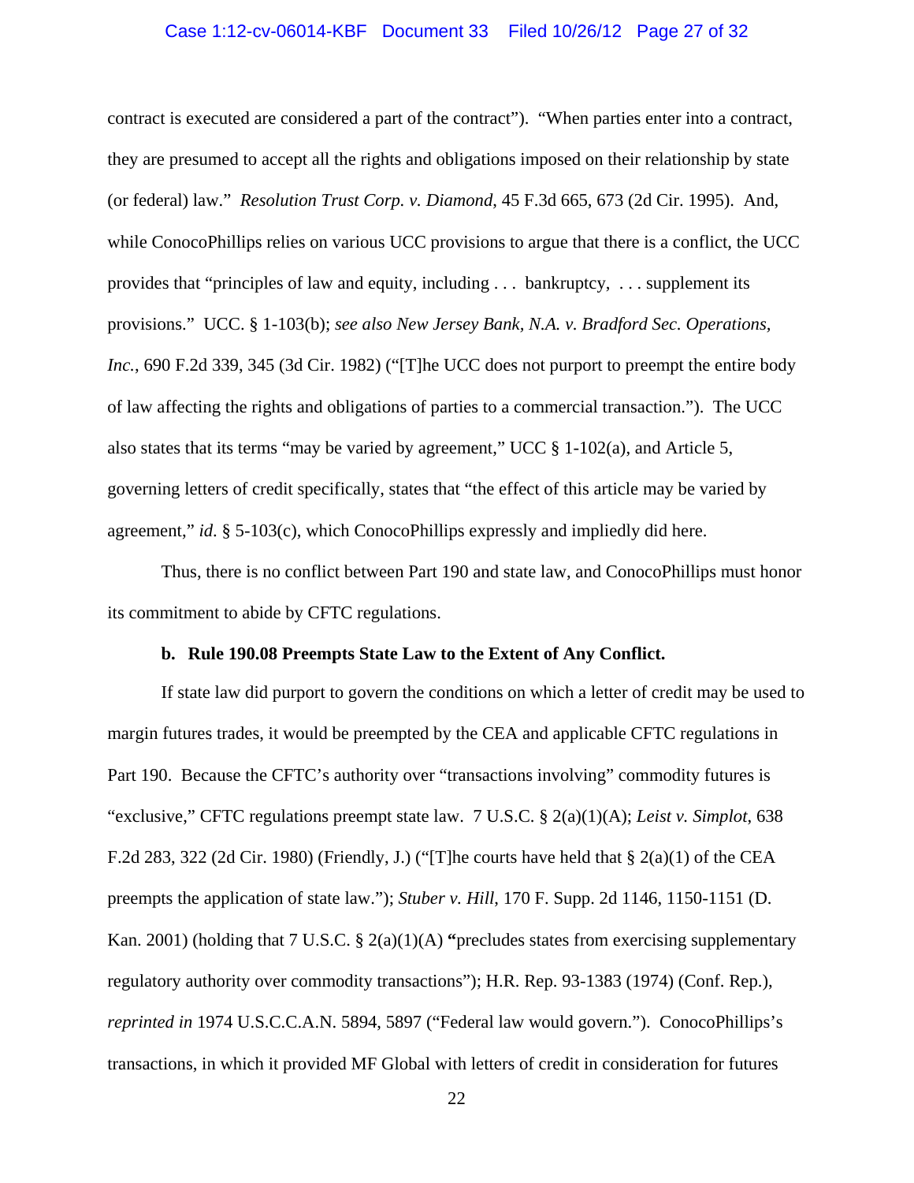contract is executed are considered a part of the contract"). "When parties enter into a contract, they are presumed to accept all the rights and obligations imposed on their relationship by state (or federal) law." *Resolution Trust Corp. v. Diamond*, 45 F.3d 665, 673 (2d Cir. 1995). And, while ConocoPhillips relies on various UCC provisions to argue that there is a conflict, the UCC provides that "principles of law and equity, including . . . bankruptcy, . . . supplement its provisions." UCC. § 1-103(b); *see also New Jersey Bank, N.A. v. Bradford Sec. Operations, Inc.*, 690 F.2d 339, 345 (3d Cir. 1982) ("[T]he UCC does not purport to preempt the entire body of law affecting the rights and obligations of parties to a commercial transaction."). The UCC also states that its terms "may be varied by agreement," UCC § 1-102(a), and Article 5, governing letters of credit specifically, states that "the effect of this article may be varied by agreement," *id*. § 5-103(c), which ConocoPhillips expressly and impliedly did here.

Thus, there is no conflict between Part 190 and state law, and ConocoPhillips must honor its commitment to abide by CFTC regulations.

**b. Rule 190.08 Preempts State Law to the Extent of Any Conflict.**

If state law did purport to govern the conditions on which a letter of credit may be used to margin futures trades, it would be preempted by the CEA and applicable CFTC regulations in Part 190. Because the CFTC's authority over "transactions involving" commodity futures is "exclusive," CFTC regulations preempt state law. 7 U.S.C. § 2(a)(1)(A); *Leist v. Simplot*, 638 F.2d 283, 322 (2d Cir. 1980) (Friendly, J.) ("[T]he courts have held that § 2(a)(1) of the CEA preempts the application of state law."); *Stuber v. Hill*, 170 F. Supp. 2d 1146, 1150-1151 (D. Kan. 2001) (holding that 7 U.S.C. § 2(a)(1)(A) "precludes states from exercising supplementary regulatory authority over commodity transactions"); H.R. Rep. 93-1383 (1974) (Conf. Rep.), *reprinted in* 1974 U.S.C.C.A.N. 5894, 5897 ("Federal law would govern."). ConocoPhillips's transactions, in which it provided MF Global with letters of credit in consideration for futures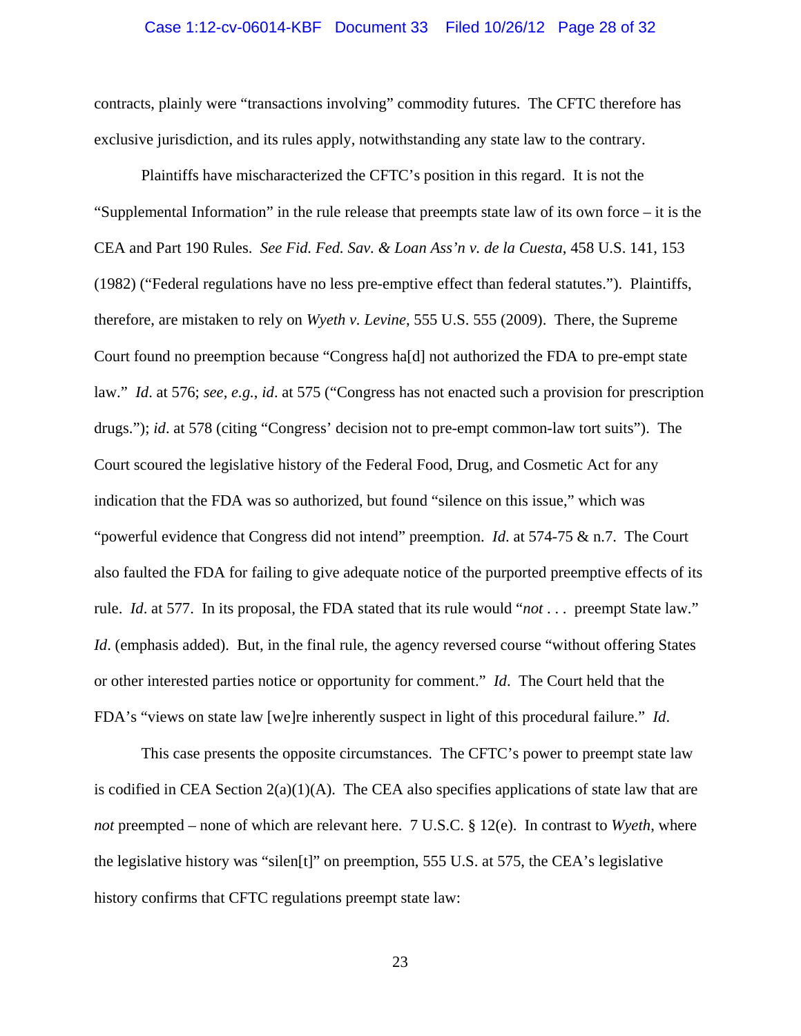contracts, plainly were "transactions involving" commodity futures. The CFTC therefore has exclusive jurisdiction, and its rules apply, notwithstanding any state law to the contrary.

Plaintiffs have mischaracterized the CFTC's position in this regard. It is not the "Supplemental Information" in the rule release that preempts state law of its own force – it is the CEA and Part 190 Rules. *See Fid. Fed. Sav. & Loan Ass'n v. de la Cuesta*, 458 U.S. 141, 153 (1982) ("Federal regulations have no less pre-emptive effect than federal statutes."). Plaintiffs, therefore, are mistaken to rely on *Wyeth v. Levine*, 555 U.S. 555 (2009). There, the Supreme Court found no preemption because "Congress ha[d] not authorized the FDA to pre-empt state law." *Id*. at 576; *see, e.g.*, *id*. at 575 ("Congress has not enacted such a provision for prescription drugs."); *id*. at 578 (citing "Congress' decision not to pre-empt common-law tort suits"). The Court scoured the legislative history of the Federal Food, Drug, and Cosmetic Act for any indication that the FDA was so authorized, but found "silence on this issue," which was "powerful evidence that Congress did not intend" preemption. *Id*. at 574-75 & n.7. The Court also faulted the FDA for failing to give adequate notice of the purported preemptive effects of its rule. *Id*. at 577. In its proposal, the FDA stated that its rule would "*not* . . . preempt State law." *Id*. (emphasis added). But, in the final rule, the agency reversed course "without offering States or other interested parties notice or opportunity for comment." *Id*. The Court held that the FDA's "views on state law [we]re inherently suspect in light of this procedural failure." *Id*.

This case presents the opposite circumstances. The CFTC's power to preempt state law is codified in CEA Section 2(a)(1)(A). The CEA also specifies applications of state law that are *not* preempted – none of which are relevant here. 7 U.S.C. § 12(e). In contrast to *Wyeth*, where the legislative history was "silen[t]" on preemption, 555 U.S. at 575, the CEA's legislative history confirms that CFTC regulations preempt state law: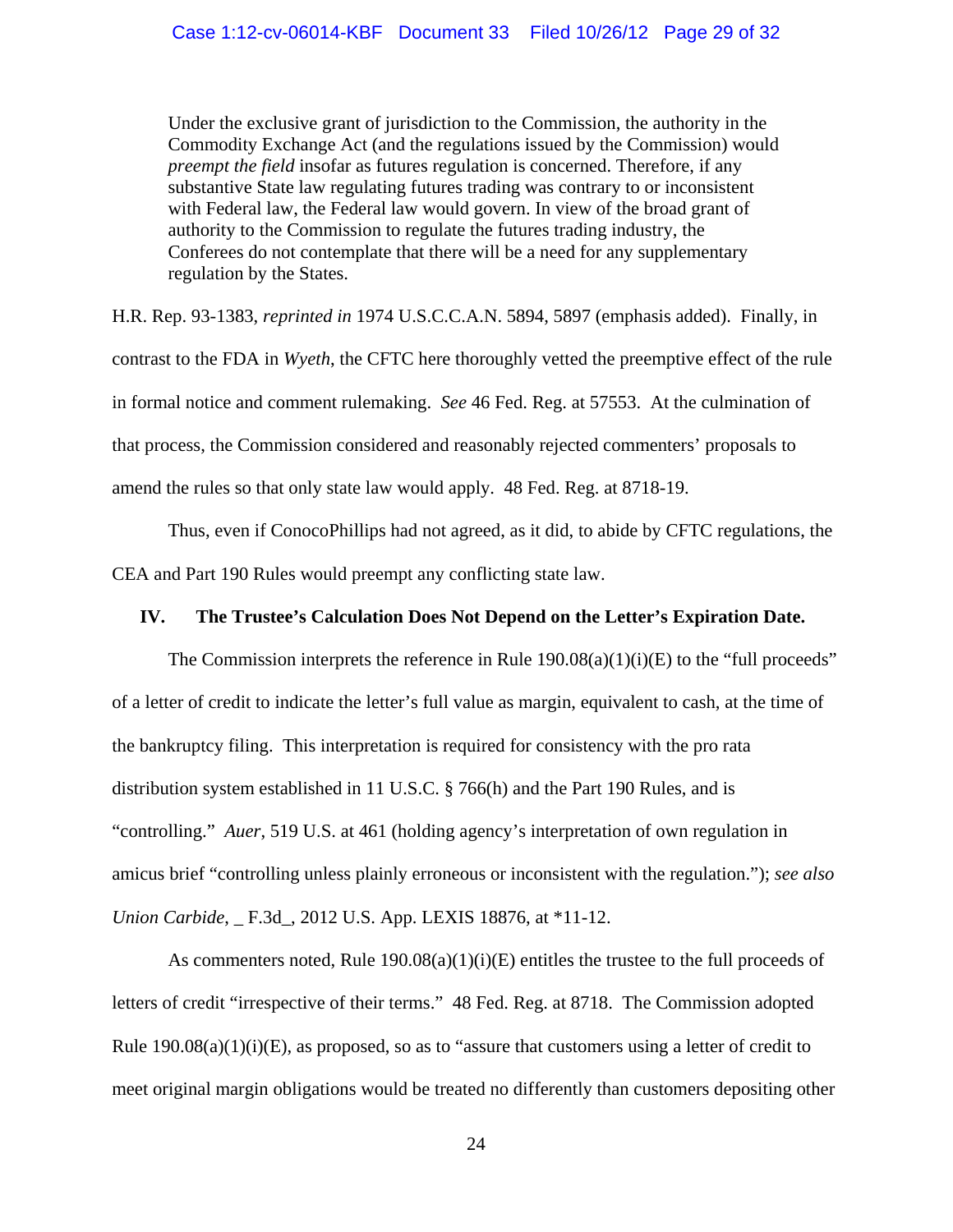> Under the exclusive grant of jurisdiction to the Commission, the authority in the Commodity Exchange Act (and the regulations issued by the Commission) would *preempt the field* insofar as futures regulation is concerned. Therefore, if any substantive State law regulating futures trading was contrary to or inconsistent with Federal law, the Federal law would govern. In view of the broad grant of authority to the Commission to regulate the futures trading industry, the Conferees do not contemplate that there will be a need for any supplementary regulation by the States.

H.R. Rep. 93-1383, *reprinted in* 1974 U.S.C.C.A.N. 5894, 5897 (emphasis added). Finally, in contrast to the FDA in *Wyeth*, the CFTC here thoroughly vetted the preemptive effect of the rule in formal notice and comment rulemaking. *See* 46 Fed. Reg. at 57553. At the culmination of that process, the Commission considered and reasonably rejected commenters' proposals to amend the rules so that only state law would apply. 48 Fed. Reg. at 8718-19.

Thus, even if ConocoPhillips had not agreed, as it did, to abide by CFTC regulations, the CEA and Part 190 Rules would preempt any conflicting state law.

## IV. The Trustee's Calculation Does Not Depend on the Letter's Expiration Date.

The Commission interprets the reference in Rule 190.08(a)(1)(i)(E) to the "full proceeds" of a letter of credit to indicate the letter's full value as margin, equivalent to cash, at the time of the bankruptcy filing. This interpretation is required for consistency with the pro rata distribution system established in 11 U.S.C. § 766(h) and the Part 190 Rules, and is "controlling." *Auer*, 519 U.S. at 461 (holding agency's interpretation of own regulation in amicus brief "controlling unless plainly erroneous or inconsistent with the regulation."); *see also Union Carbide*, _ F.3d_, 2012 U.S. App. LEXIS 18876, at *11-12.

As commenters noted, Rule 190.08(a)(1)(i)(E) entitles the trustee to the full proceeds of letters of credit "irrespective of their terms." 48 Fed. Reg. at 8718. The Commission adopted Rule 190.08(a)(1)(i)(E), as proposed, so as to "assure that customers using a letter of credit to meet original margin obligations would be treated no differently than customers depositing other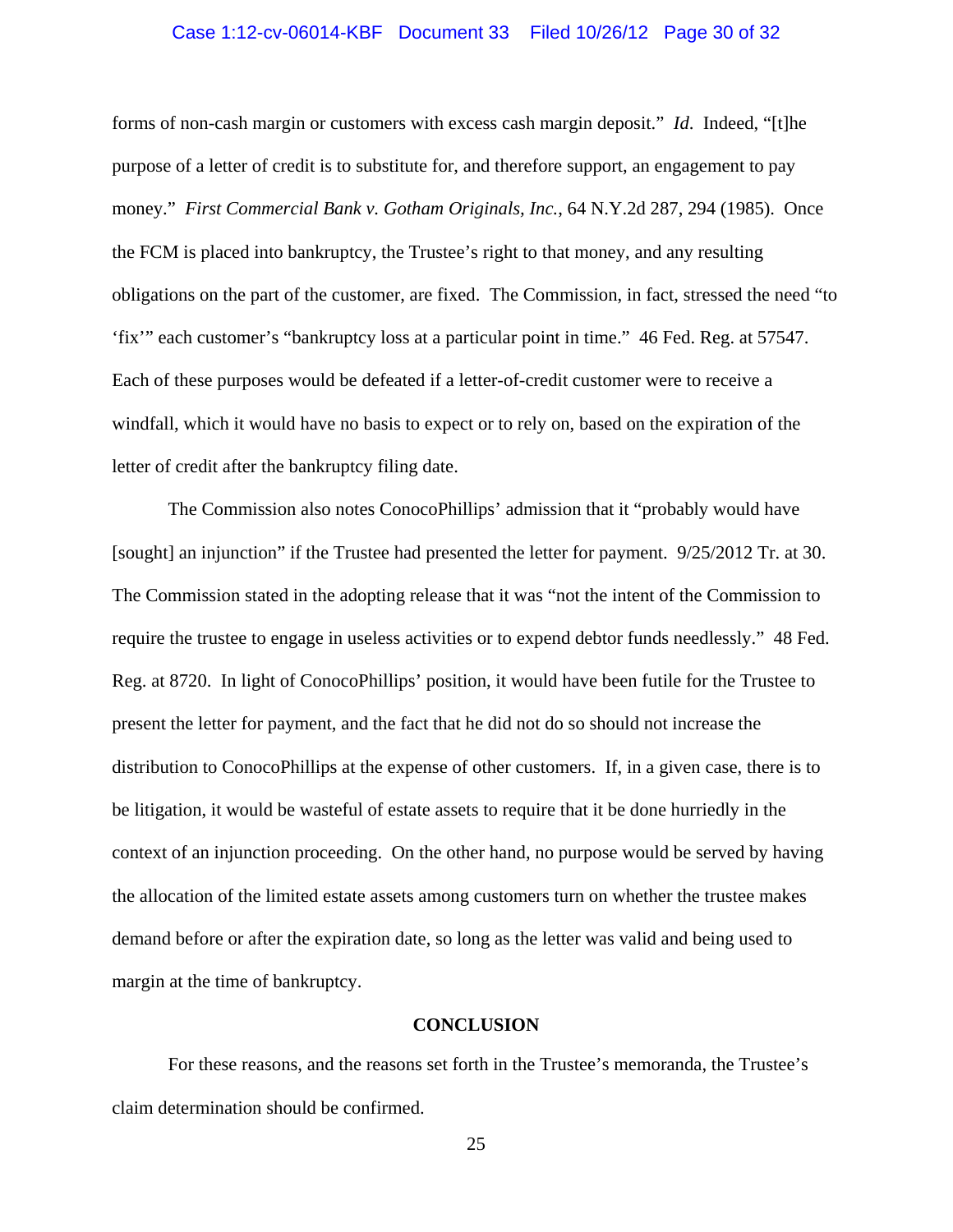forms of non-cash margin or customers with excess cash margin deposit." *Id*. Indeed, "[t]he purpose of a letter of credit is to substitute for, and therefore support, an engagement to pay money." *First Commercial Bank v. Gotham Originals, Inc.*, 64 N.Y.2d 287, 294 (1985). Once the FCM is placed into bankruptcy, the Trustee's right to that money, and any resulting obligations on the part of the customer, are fixed. The Commission, in fact, stressed the need "to 'fix'" each customer's "bankruptcy loss at a particular point in time." 46 Fed. Reg. at 57547. Each of these purposes would be defeated if a letter-of-credit customer were to receive a windfall, which it would have no basis to expect or to rely on, based on the expiration of the letter of credit after the bankruptcy filing date.

The Commission also notes ConocoPhillips' admission that it "probably would have [sought] an injunction" if the Trustee had presented the letter for payment. 9/25/2012 Tr. at 30. The Commission stated in the adopting release that it was "not the intent of the Commission to require the trustee to engage in useless activities or to expend debtor funds needlessly." 48 Fed. Reg. at 8720. In light of ConocoPhillips' position, it would have been futile for the Trustee to present the letter for payment, and the fact that he did not do so should not increase the distribution to ConocoPhillips at the expense of other customers. If, in a given case, there is to be litigation, it would be wasteful of estate assets to require that it be done hurriedly in the context of an injunction proceeding. On the other hand, no purpose would be served by having the allocation of the limited estate assets among customers turn on whether the trustee makes demand before or after the expiration date, so long as the letter was valid and being used to margin at the time of bankruptcy.

## CONCLUSION

For these reasons, and the reasons set forth in the Trustee's memoranda, the Trustee's claim determination should be confirmed.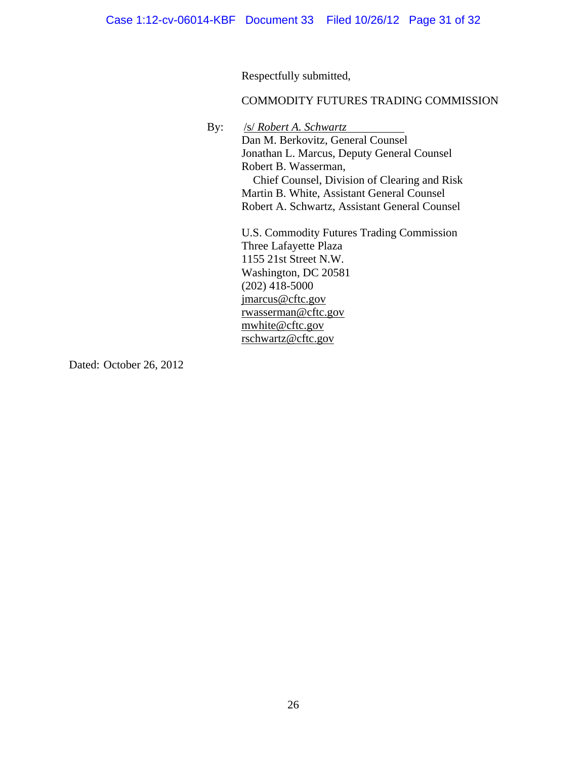Respectfully submitted,

COMMODITY FUTURES TRADING COMMISSION

By: /s/ *Robert A. Schwartz*  
Dan M. Berkovitz, General Counsel  
Jonathan L. Marcus, Deputy General Counsel  
Robert B. Wasserman,  
Chief Counsel, Division of Clearing and Risk  
Martin B. White, Assistant General Counsel  
Robert A. Schwartz, Assistant General Counsel

U.S. Commodity Futures Trading Commission  
Three Lafayette Plaza  
1155 21st Street N.W.  
Washington, DC 20581  
(202) 418-5000  
jmarcus@cftc.gov  
rwasserman@cftc.gov  
mwhite@cftc.gov  
rschwartz@cftc.gov

Dated: October 26, 2012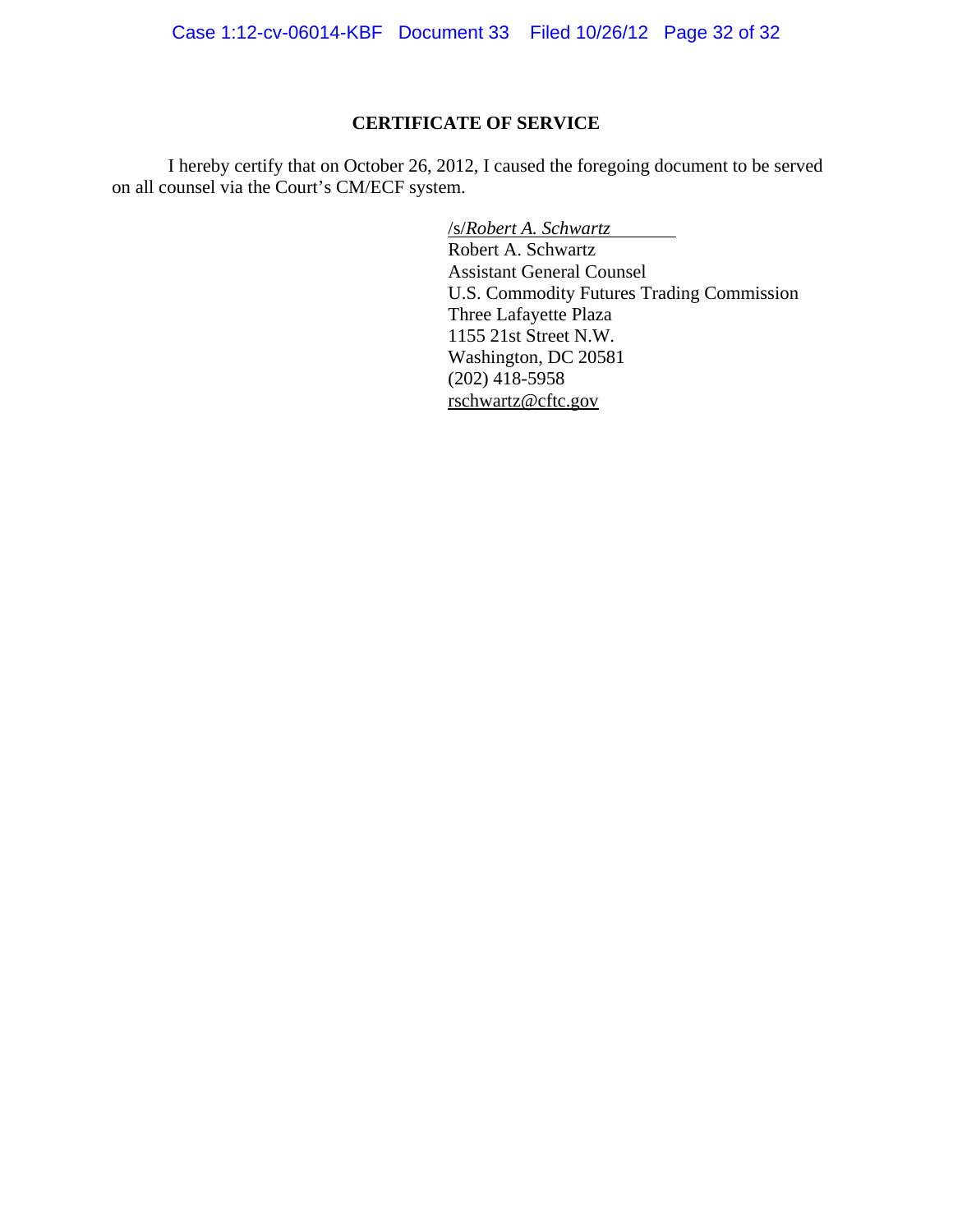## CERTIFICATE OF SERVICE

I hereby certify that on October 26, 2012, I caused the foregoing document to be served on all counsel via the Court's CM/ECF system.

/s/*Robert A. Schwartz*
Robert A. Schwartz
Assistant General Counsel
U.S. Commodity Futures Trading Commission
Three Lafayette Plaza
1155 21st Street N.W.
Washington, DC 20581
(202) 418-5958
rschwartz@cftc.gov